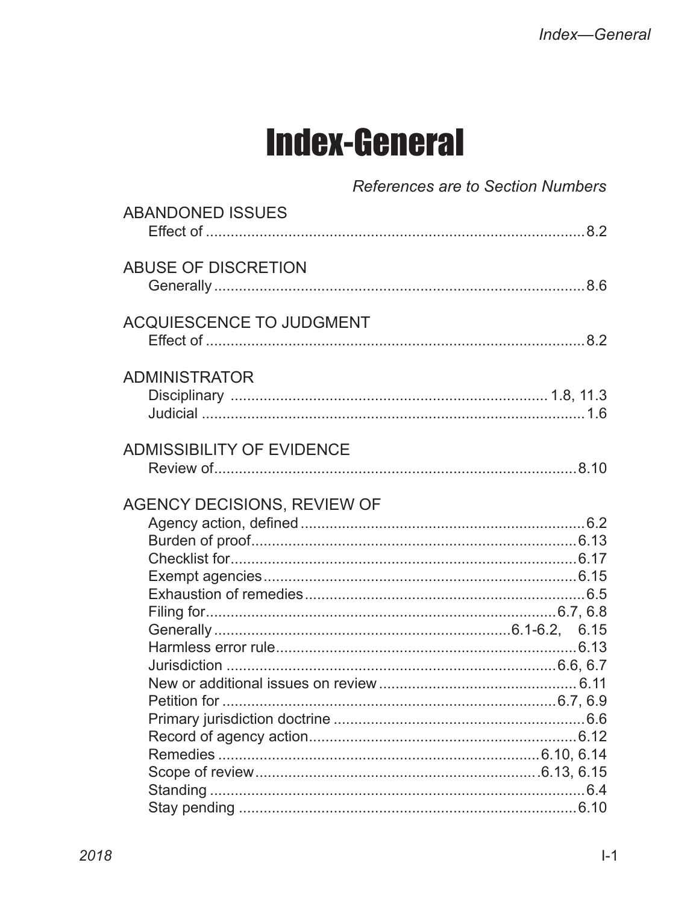# Index-General

*References are to Section Numbers*

ABANDONED ISSUES
- Effect of ... 8.2

ABUSE OF DISCRETION
- Generally ... 8.6

ACQUIESCENCE TO JUDGMENT
- Effect of ... 8.2

ADMINISTRATOR
- Disciplinary ... 1.8, 11.3
- Judicial ... 1.6

ADMISSIBILITY OF EVIDENCE
- Review of ... 8.10

AGENCY DECISIONS, REVIEW OF
- Agency action, defined ... 6.2
- Burden of proof ... 6.13
- Checklist for ... 6.17
- Exempt agencies ... 6.15
- Exhaustion of remedies ... 6.5
- Filing for ... 6.7, 6.8
- Generally ... 6.1-6.2, 6.15
- Harmless error rule ... 6.13
- Jurisdiction ... 6.6, 6.7
- New or additional issues on review ... 6.11
- Petition for ... 6.7, 6.9
- Primary jurisdiction doctrine ... 6.6
- Record of agency action ... 6.12
- Remedies ... 6.10, 6.14
- Scope of review ... 6.13, 6.15
- Standing ... 6.4
- Stay pending ... 6.10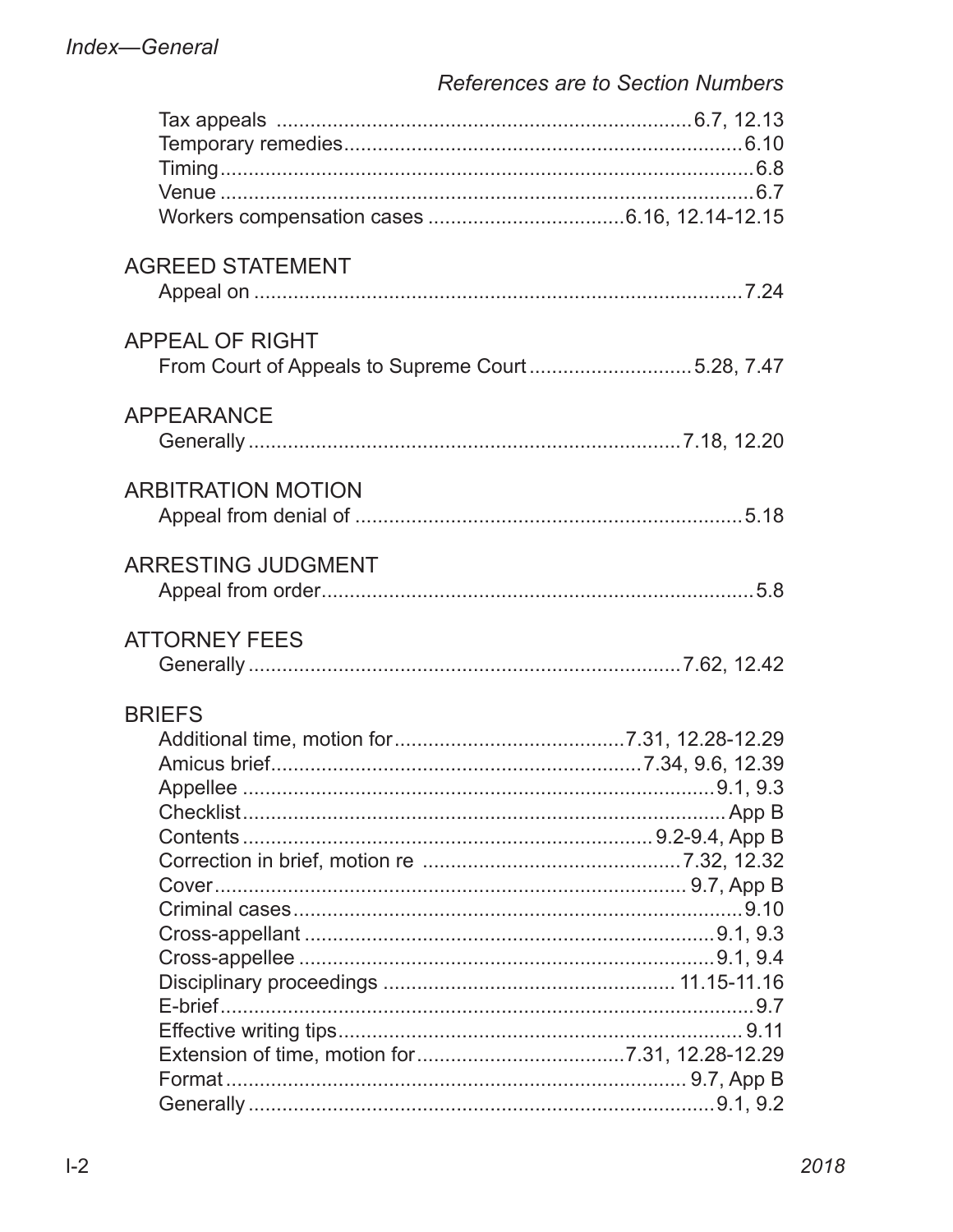Tax appeals ... 6.7, 12.13
Temporary remedies ... 6.10
Timing ... 6.8
Venue ... 6.7
Workers compensation cases ... 6.16, 12.14-12.15

AGREED STATEMENT

Appeal on ... 7.24

APPEAL OF RIGHT

From Court of Appeals to Supreme Court ... 5.28, 7.47

APPEARANCE

Generally ... 7.18, 12.20

ARBITRATION MOTION

Appeal from denial of ... 5.18

ARRESTING JUDGMENT

Appeal from order ... 5.8

ATTORNEY FEES

Generally ... 7.62, 12.42

BRIEFS

Additional time, motion for ... 7.31, 12.28-12.29
Amicus brief ... 7.34, 9.6, 12.39
Appellee ... 9.1, 9.3
Checklist ... App B
Contents ... 9.2-9.4, App B
Correction in brief, motion re ... 7.32, 12.32
Cover ... 9.7, App B
Criminal cases ... 9.10
Cross-appellant ... 9.1, 9.3
Cross-appellee ... 9.1, 9.4
Disciplinary proceedings ... 11.15-11.16
E-brief ... 9.7
Effective writing tips ... 9.11
Extension of time, motion for ... 7.31, 12.28-12.29
Format ... 9.7, App B
Generally ... 9.1, 9.2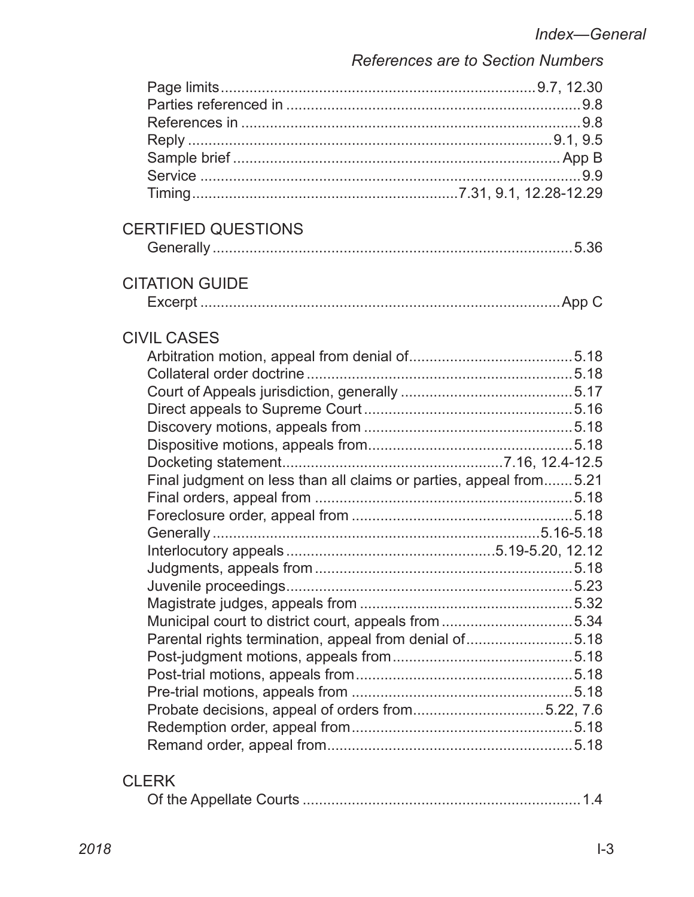- Page limits ............ 9.7, 12.30
- Parties referenced in ............ 9.8
- References in ............ 9.8
- Reply ............ 9.1, 9.5
- Sample brief ............ App B
- Service ............ 9.9
- Timing ............ 7.31, 9.1, 12.28-12.29

## CERTIFIED QUESTIONS

- Generally ............ 5.36

## CITATION GUIDE

- Excerpt ............ App C

## CIVIL CASES

- Arbitration motion, appeal from denial of ............ 5.18
- Collateral order doctrine ............ 5.18
- Court of Appeals jurisdiction, generally ............ 5.17
- Direct appeals to Supreme Court ............ 5.16
- Discovery motions, appeals from ............ 5.18
- Dispositive motions, appeals from ............ 5.18
- Docketing statement ............ 7.16, 12.4-12.5
- Final judgment on less than all claims or parties, appeal from ............ 5.21
- Final orders, appeal from ............ 5.18
- Foreclosure order, appeal from ............ 5.18
- Generally ............ 5.16-5.18
- Interlocutory appeals ............ 5.19-5.20, 12.12
- Judgments, appeals from ............ 5.18
- Juvenile proceedings ............ 5.23
- Magistrate judges, appeals from ............ 5.32
- Municipal court to district court, appeals from ............ 5.34
- Parental rights termination, appeal from denial of ............ 5.18
- Post-judgment motions, appeals from ............ 5.18
- Post-trial motions, appeals from ............ 5.18
- Pre-trial motions, appeals from ............ 5.18
- Probate decisions, appeal of orders from ............ 5.22, 7.6
- Redemption order, appeal from ............ 5.18
- Remand order, appeal from ............ 5.18

## CLERK

- Of the Appellate Courts ............ 1.4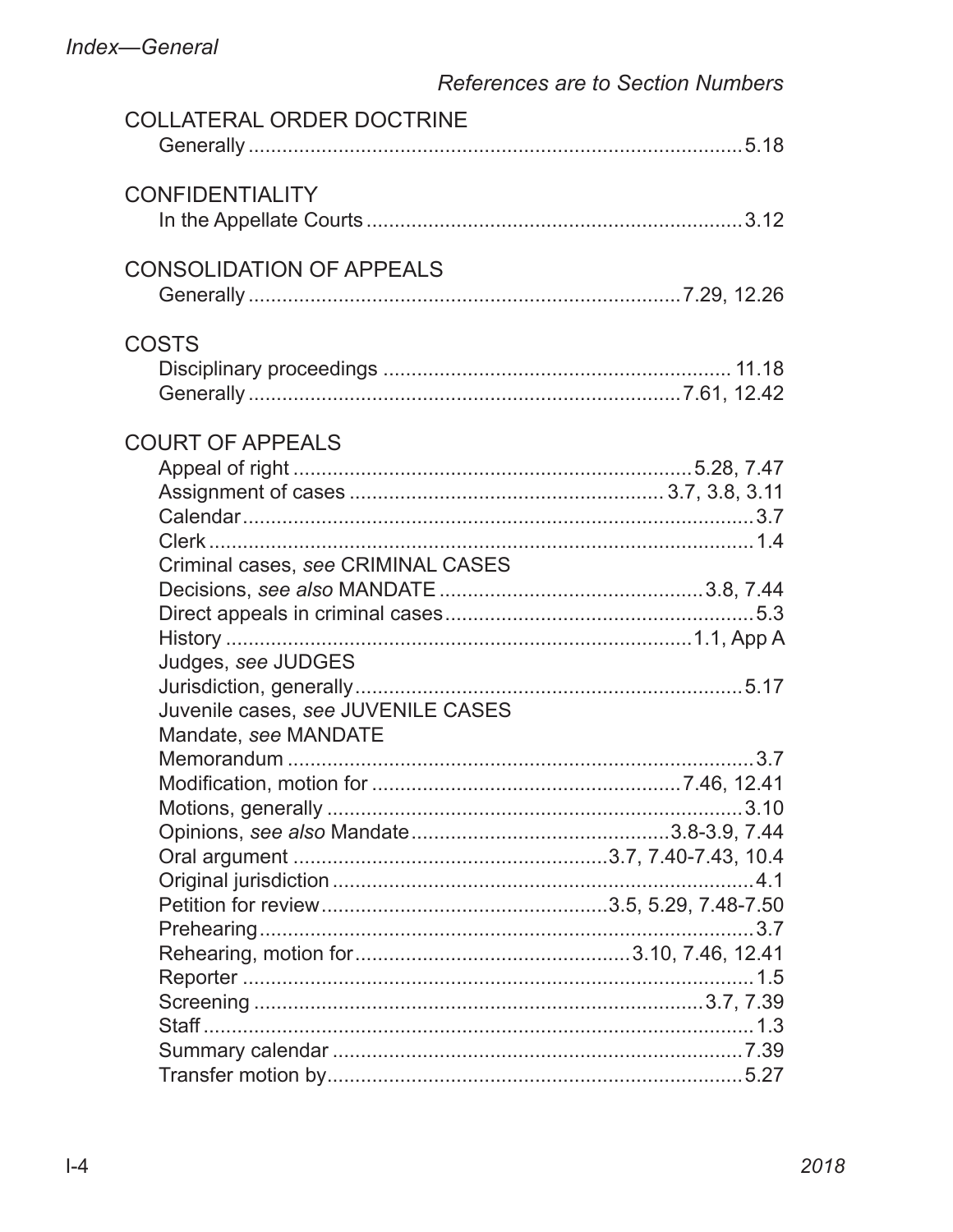References are to Section Numbers

**COLLATERAL ORDER DOCTRINE**

Generally ........ 5.18

**CONFIDENTIALITY**

In the Appellate Courts ........ 3.12

**CONSOLIDATION OF APPEALS**

Generally ........ 7.29, 12.26

**COSTS**

Disciplinary proceedings ........ 11.18
Generally ........ 7.61, 12.42

**COURT OF APPEALS**

Appeal of right ........ 5.28, 7.47
Assignment of cases ........ 3.7, 3.8, 3.11
Calendar ........ 3.7
Clerk ........ 1.4
Criminal cases, *see* CRIMINAL CASES
Decisions, *see also* MANDATE ........ 3.8, 7.44
Direct appeals in criminal cases ........ 5.3
History ........ 1.1, App A
Judges, *see* JUDGES
Jurisdiction, generally ........ 5.17
Juvenile cases, *see* JUVENILE CASES
Mandate, *see* MANDATE
Memorandum ........ 3.7
Modification, motion for ........ 7.46, 12.41
Motions, generally ........ 3.10
Opinions, *see also* Mandate ........ 3.8-3.9, 7.44
Oral argument ........ 3.7, 7.40-7.43, 10.4
Original jurisdiction ........ 4.1
Petition for review ........ 3.5, 5.29, 7.48-7.50
Prehearing ........ 3.7
Rehearing, motion for ........ 3.10, 7.46, 12.41
Reporter ........ 1.5
Screening ........ 3.7, 7.39
Staff ........ 1.3
Summary calendar ........ 7.39
Transfer motion by ........ 5.27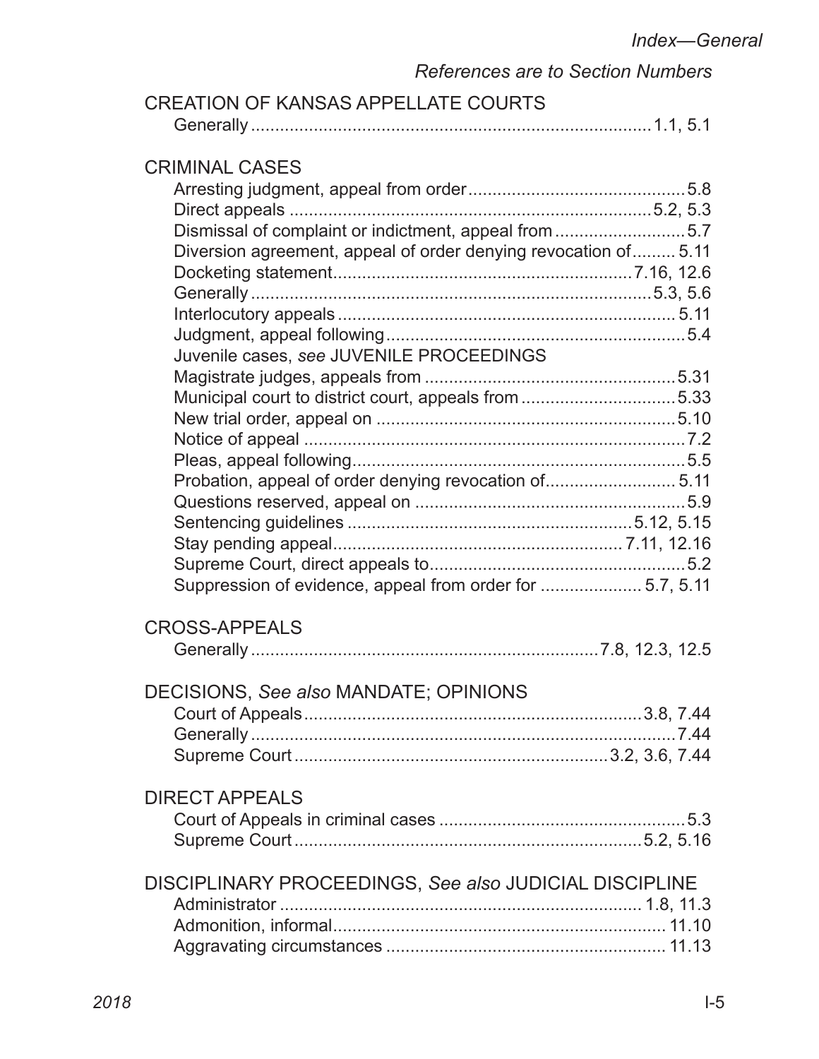References are to Section Numbers

CREATION OF KANSAS APPELLATE COURTS
- Generally ... 1.1, 5.1

CRIMINAL CASES
- Arresting judgment, appeal from order ... 5.8
- Direct appeals ... 5.2, 5.3
- Dismissal of complaint or indictment, appeal from ... 5.7
- Diversion agreement, appeal of order denying revocation of ... 5.11
- Docketing statement ... 7.16, 12.6
- Generally ... 5.3, 5.6
- Interlocutory appeals ... 5.11
- Judgment, appeal following ... 5.4
- Juvenile cases, *see* JUVENILE PROCEEDINGS
- Magistrate judges, appeals from ... 5.31
- Municipal court to district court, appeals from ... 5.33
- New trial order, appeal on ... 5.10
- Notice of appeal ... 7.2
- Pleas, appeal following ... 5.5
- Probation, appeal of order denying revocation of ... 5.11
- Questions reserved, appeal on ... 5.9
- Sentencing guidelines ... 5.12, 5.15
- Stay pending appeal ... 7.11, 12.16
- Supreme Court, direct appeals to ... 5.2
- Suppression of evidence, appeal from order for ... 5.7, 5.11

CROSS-APPEALS
- Generally ... 7.8, 12.3, 12.5

DECISIONS, *See also* MANDATE; OPINIONS
- Court of Appeals ... 3.8, 7.44
- Generally ... 7.44
- Supreme Court ... 3.2, 3.6, 7.44

DIRECT APPEALS
- Court of Appeals in criminal cases ... 5.3
- Supreme Court ... 5.2, 5.16

DISCIPLINARY PROCEEDINGS, *See also* JUDICIAL DISCIPLINE
- Administrator ... 1.8, 11.3
- Admonition, informal ... 11.10
- Aggravating circumstances ... 11.13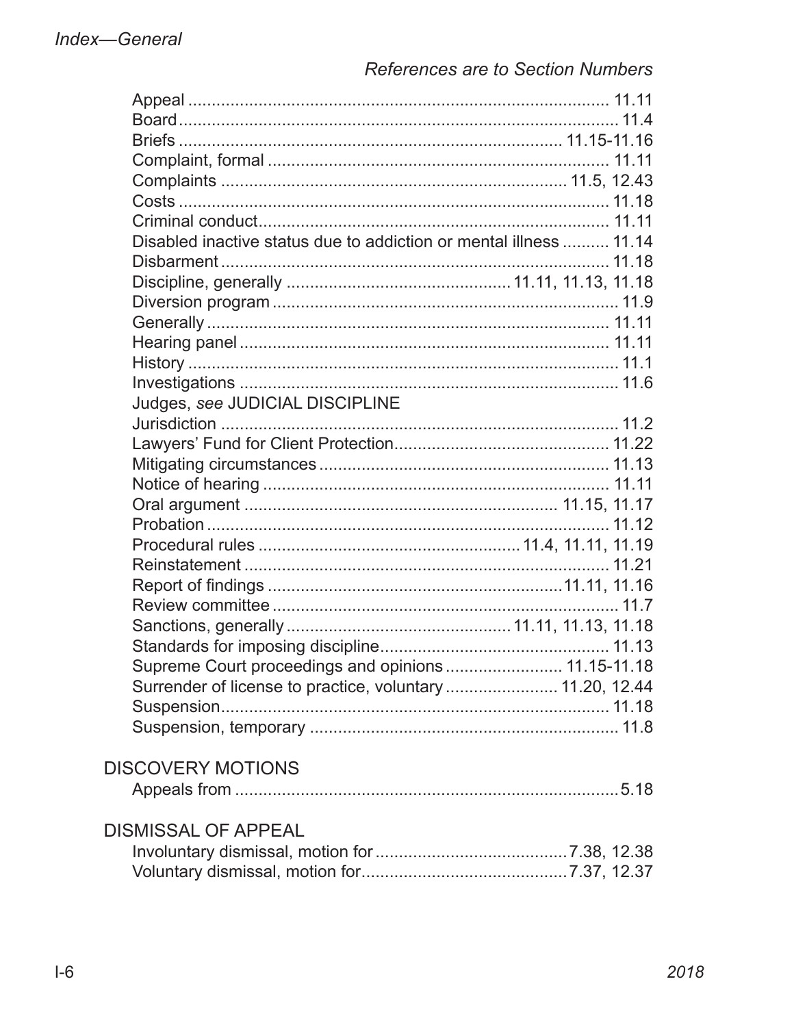Appeal ........ 11.11
Board ........ 11.4
Briefs ........ 11.15-11.16
Complaint, formal ........ 11.11
Complaints ........ 11.5, 12.43
Costs ........ 11.18
Criminal conduct ........ 11.11
Disabled inactive status due to addiction or mental illness ........ 11.14
Disbarment ........ 11.18
Discipline, generally ........ 11.11, 11.13, 11.18
Diversion program ........ 11.9
Generally ........ 11.11
Hearing panel ........ 11.11
History ........ 11.1
Investigations ........ 11.6
Judges, *see* JUDICIAL DISCIPLINE
Jurisdiction ........ 11.2
Lawyers' Fund for Client Protection ........ 11.22
Mitigating circumstances ........ 11.13
Notice of hearing ........ 11.11
Oral argument ........ 11.15, 11.17
Probation ........ 11.12
Procedural rules ........ 11.4, 11.11, 11.19
Reinstatement ........ 11.21
Report of findings ........ 11.11, 11.16
Review committee ........ 11.7
Sanctions, generally ........ 11.11, 11.13, 11.18
Standards for imposing discipline ........ 11.13
Supreme Court proceedings and opinions ........ 11.15-11.18
Surrender of license to practice, voluntary ........ 11.20, 12.44
Suspension ........ 11.18
Suspension, temporary ........ 11.8

DISCOVERY MOTIONS

Appeals from ........ 5.18

DISMISSAL OF APPEAL

Involuntary dismissal, motion for ........ 7.38, 12.38
Voluntary dismissal, motion for ........ 7.37, 12.37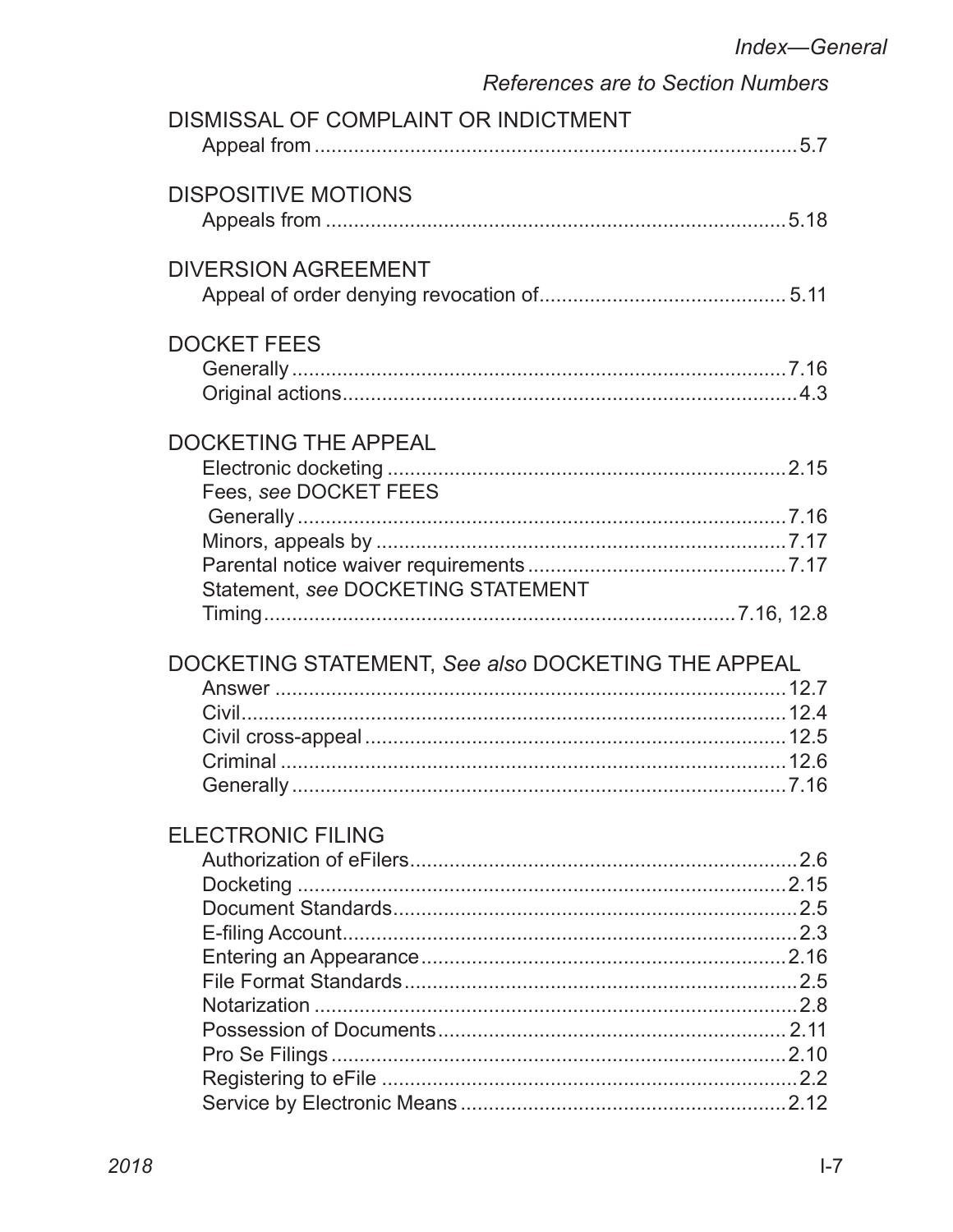DISMISSAL OF COMPLAINT OR INDICTMENT
- Appeal from ........ 5.7

DISPOSITIVE MOTIONS
- Appeals from ........ 5.18

DIVERSION AGREEMENT
- Appeal of order denying revocation of ........ 5.11

DOCKET FEES
- Generally ........ 7.16
- Original actions ........ 4.3

DOCKETING THE APPEAL
- Electronic docketing ........ 2.15
- Fees, *see* DOCKET FEES
  - Generally ........ 7.16
- Minors, appeals by ........ 7.17
- Parental notice waiver requirements ........ 7.17
- Statement, *see* DOCKETING STATEMENT
- Timing ........ 7.16, 12.8

DOCKETING STATEMENT, *See also* DOCKETING THE APPEAL
- Answer ........ 12.7
- Civil ........ 12.4
- Civil cross-appeal ........ 12.5
- Criminal ........ 12.6
- Generally ........ 7.16

ELECTRONIC FILING
- Authorization of eFilers ........ 2.6
- Docketing ........ 2.15
- Document Standards ........ 2.5
- E-filing Account ........ 2.3
- Entering an Appearance ........ 2.16
- File Format Standards ........ 2.5
- Notarization ........ 2.8
- Possession of Documents ........ 2.11
- Pro Se Filings ........ 2.10
- Registering to eFile ........ 2.2
- Service by Electronic Means ........ 2.12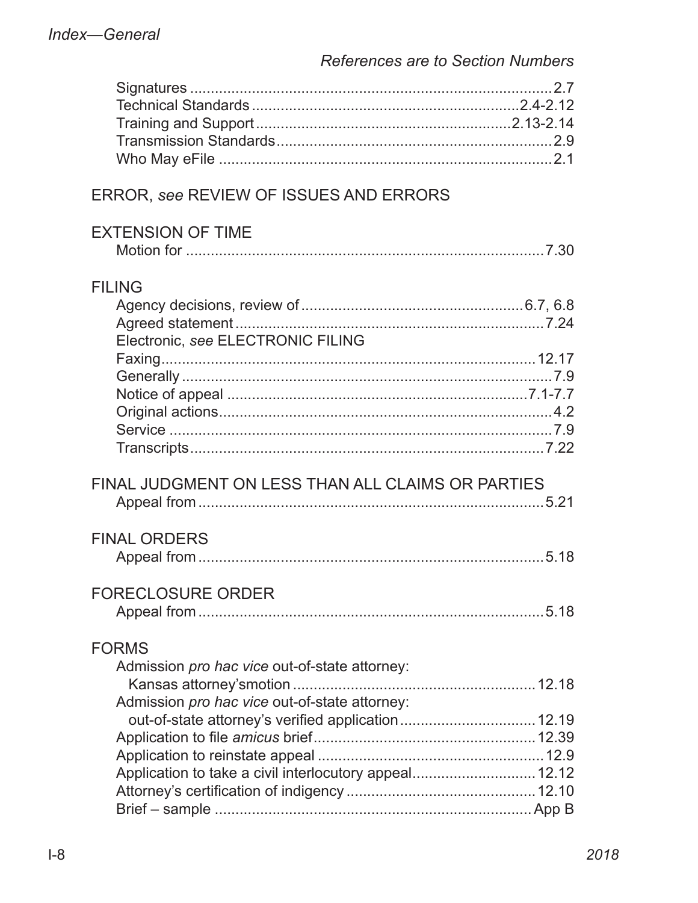Signatures ........ 2.7
Technical Standards ........ 2.4-2.12
Training and Support ........ 2.13-2.14
Transmission Standards ........ 2.9
Who May eFile ........ 2.1

ERROR, *see* REVIEW OF ISSUES AND ERRORS

EXTENSION OF TIME
Motion for ........ 7.30

FILING
Agency decisions, review of ........ 6.7, 6.8
Agreed statement ........ 7.24
Electronic, *see* ELECTRONIC FILING
Faxing ........ 12.17
Generally ........ 7.9
Notice of appeal ........ 7.1-7.7
Original actions ........ 4.2
Service ........ 7.9
Transcripts ........ 7.22

FINAL JUDGMENT ON LESS THAN ALL CLAIMS OR PARTIES
Appeal from ........ 5.21

FINAL ORDERS
Appeal from ........ 5.18

FORECLOSURE ORDER
Appeal from ........ 5.18

FORMS
Admission *pro hac vice* out-of-state attorney:
Kansas attorney'smotion ........ 12.18
Admission *pro hac vice* out-of-state attorney:
out-of-state attorney's verified application ........ 12.19
Application to file *amicus* brief ........ 12.39
Application to reinstate appeal ........ 12.9
Application to take a civil interlocutory appeal ........ 12.12
Attorney's certification of indigency ........ 12.10
Brief – sample ........ App B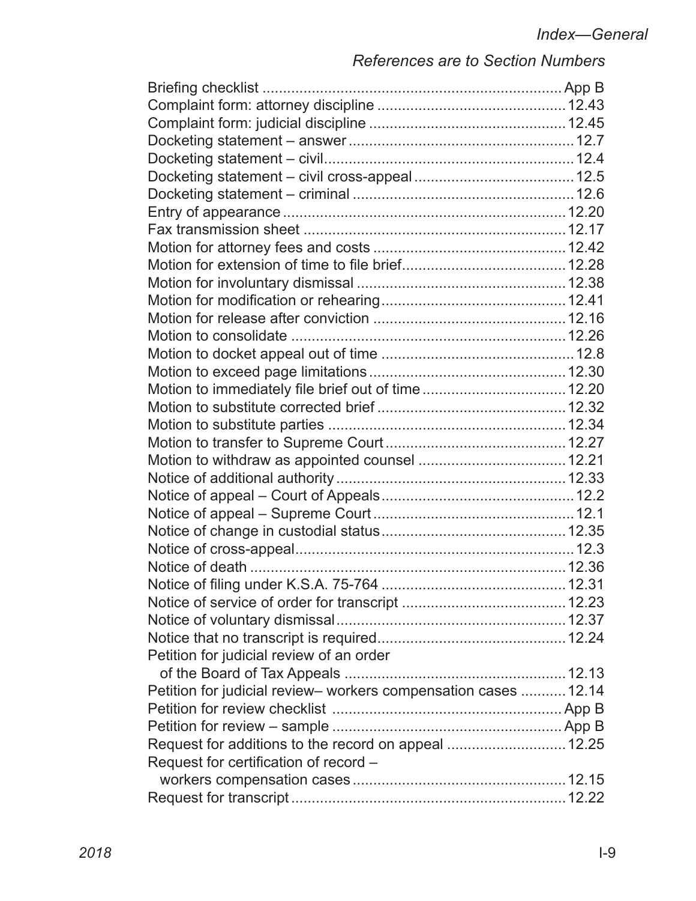*References are to Section Numbers*

| Entry | Section |
|---|---|
| Briefing checklist | App B |
| Complaint form: attorney discipline | 12.43 |
| Complaint form: judicial discipline | 12.45 |
| Docketing statement – answer | 12.7 |
| Docketing statement – civil | 12.4 |
| Docketing statement – civil cross-appeal | 12.5 |
| Docketing statement – criminal | 12.6 |
| Entry of appearance | 12.20 |
| Fax transmission sheet | 12.17 |
| Motion for attorney fees and costs | 12.42 |
| Motion for extension of time to file brief | 12.28 |
| Motion for involuntary dismissal | 12.38 |
| Motion for modification or rehearing | 12.41 |
| Motion for release after conviction | 12.16 |
| Motion to consolidate | 12.26 |
| Motion to docket appeal out of time | 12.8 |
| Motion to exceed page limitations | 12.30 |
| Motion to immediately file brief out of time | 12.20 |
| Motion to substitute corrected brief | 12.32 |
| Motion to substitute parties | 12.34 |
| Motion to transfer to Supreme Court | 12.27 |
| Motion to withdraw as appointed counsel | 12.21 |
| Notice of additional authority | 12.33 |
| Notice of appeal – Court of Appeals | 12.2 |
| Notice of appeal – Supreme Court | 12.1 |
| Notice of change in custodial status | 12.35 |
| Notice of cross-appeal | 12.3 |
| Notice of death | 12.36 |
| Notice of filing under K.S.A. 75-764 | 12.31 |
| Notice of service of order for transcript | 12.23 |
| Notice of voluntary dismissal | 12.37 |
| Notice that no transcript is required | 12.24 |
| Petition for judicial review of an order of the Board of Tax Appeals | 12.13 |
| Petition for judicial review– workers compensation cases | 12.14 |
| Petition for review checklist | App B |
| Petition for review – sample | App B |
| Request for additions to the record on appeal | 12.25 |
| Request for certification of record – workers compensation cases | 12.15 |
| Request for transcript | 12.22 |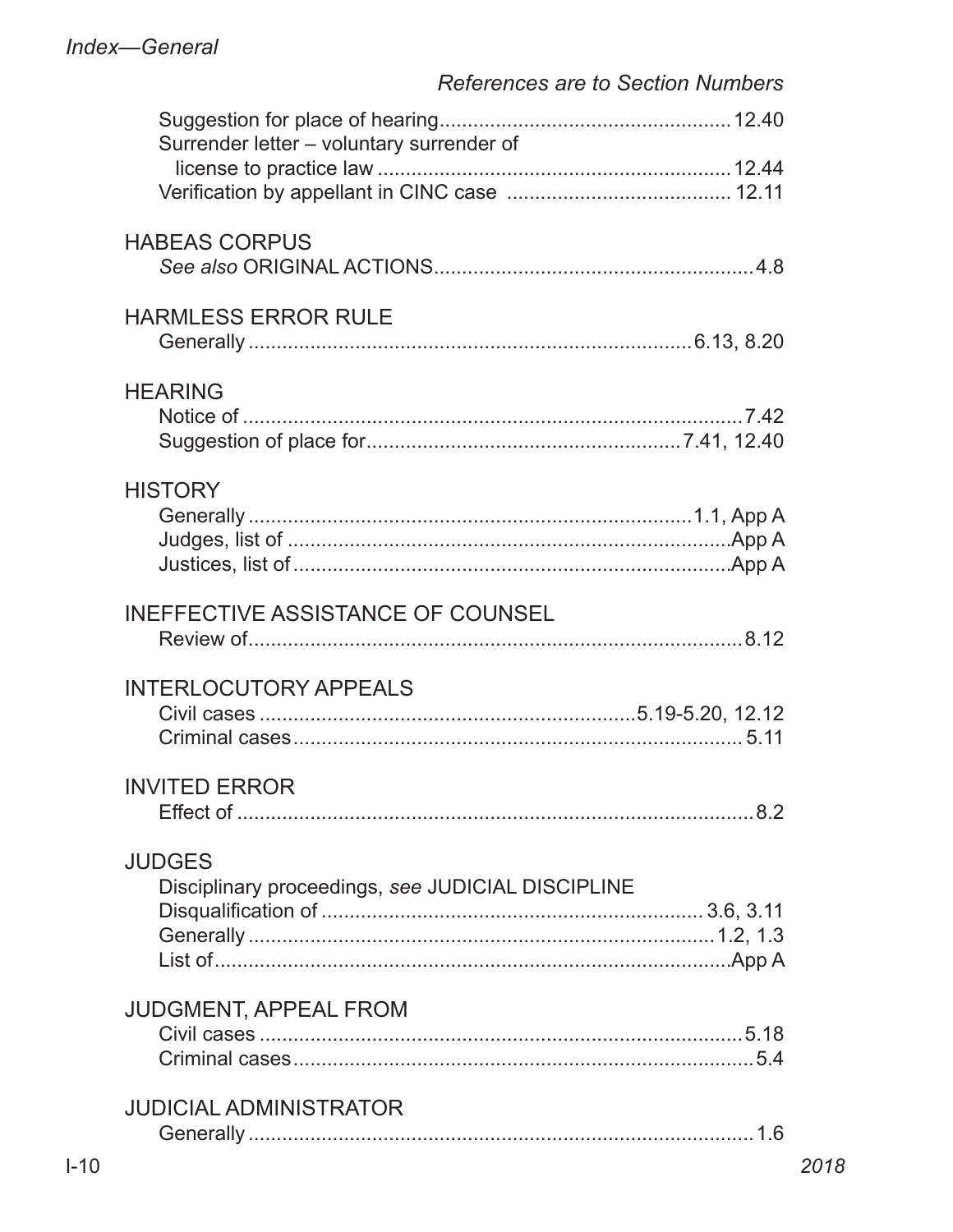References are to Section Numbers

Suggestion for place of hearing .......... 12.40
Surrender letter – voluntary surrender of license to practice law .......... 12.44
Verification by appellant in CINC case .......... 12.11

## HABEAS CORPUS

*See also* ORIGINAL ACTIONS .......... 4.8

## HARMLESS ERROR RULE

Generally .......... 6.13, 8.20

## HEARING

Notice of .......... 7.42
Suggestion of place for .......... 7.41, 12.40

## HISTORY

Generally .......... 1.1, App A
Judges, list of .......... App A
Justices, list of .......... App A

## INEFFECTIVE ASSISTANCE OF COUNSEL

Review of .......... 8.12

## INTERLOCUTORY APPEALS

Civil cases .......... 5.19-5.20, 12.12
Criminal cases .......... 5.11

## INVITED ERROR

Effect of .......... 8.2

## JUDGES

Disciplinary proceedings, *see* JUDICIAL DISCIPLINE
Disqualification of .......... 3.6, 3.11
Generally .......... 1.2, 1.3
List of .......... App A

## JUDGMENT, APPEAL FROM

Civil cases .......... 5.18
Criminal cases .......... 5.4

## JUDICIAL ADMINISTRATOR

Generally .......... 1.6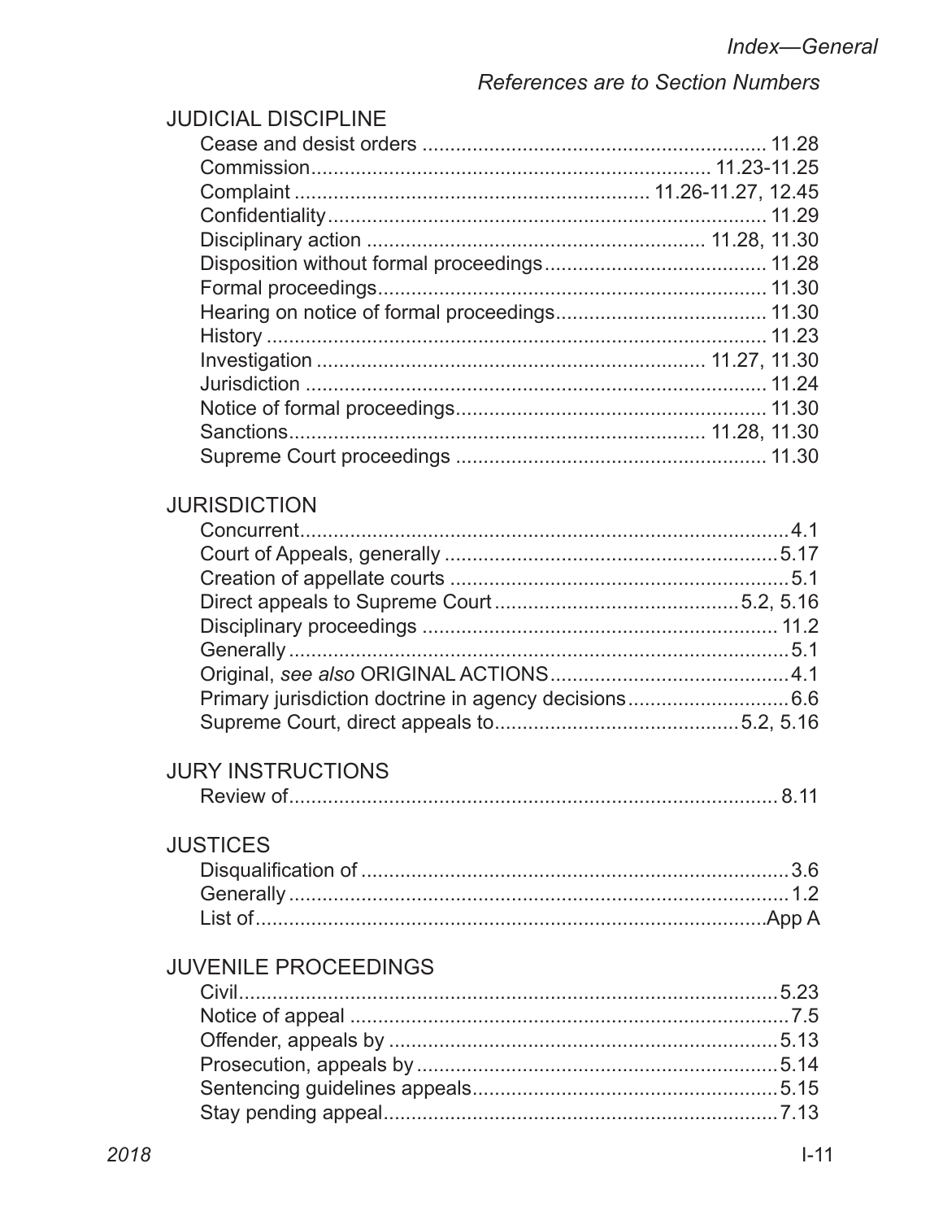References are to Section Numbers

## JUDICIAL DISCIPLINE

- Cease and desist orders ........ 11.28
- Commission ........ 11.23-11.25
- Complaint ........ 11.26-11.27, 12.45
- Confidentiality ........ 11.29
- Disciplinary action ........ 11.28, 11.30
- Disposition without formal proceedings ........ 11.28
- Formal proceedings ........ 11.30
- Hearing on notice of formal proceedings ........ 11.30
- History ........ 11.23
- Investigation ........ 11.27, 11.30
- Jurisdiction ........ 11.24
- Notice of formal proceedings ........ 11.30
- Sanctions ........ 11.28, 11.30
- Supreme Court proceedings ........ 11.30

## JURISDICTION

- Concurrent ........ 4.1
- Court of Appeals, generally ........ 5.17
- Creation of appellate courts ........ 5.1
- Direct appeals to Supreme Court ........ 5.2, 5.16
- Disciplinary proceedings ........ 11.2
- Generally ........ 5.1
- Original, *see also* ORIGINAL ACTIONS ........ 4.1
- Primary jurisdiction doctrine in agency decisions ........ 6.6
- Supreme Court, direct appeals to ........ 5.2, 5.16

## JURY INSTRUCTIONS

- Review of ........ 8.11

## JUSTICES

- Disqualification of ........ 3.6
- Generally ........ 1.2
- List of ........ App A

## JUVENILE PROCEEDINGS

- Civil ........ 5.23
- Notice of appeal ........ 7.5
- Offender, appeals by ........ 5.13
- Prosecution, appeals by ........ 5.14
- Sentencing guidelines appeals ........ 5.15
- Stay pending appeal ........ 7.13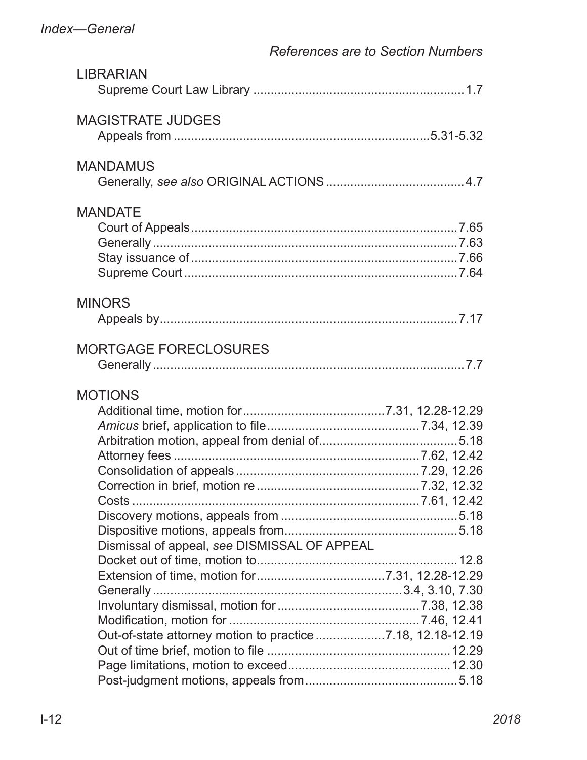*References are to Section Numbers*

LIBRARIAN
- Supreme Court Law Library ........ 1.7

MAGISTRATE JUDGES
- Appeals from ........ 5.31-5.32

MANDAMUS
- Generally, *see also* ORIGINAL ACTIONS ........ 4.7

MANDATE
- Court of Appeals ........ 7.65
- Generally ........ 7.63
- Stay issuance of ........ 7.66
- Supreme Court ........ 7.64

MINORS
- Appeals by ........ 7.17

MORTGAGE FORECLOSURES
- Generally ........ 7.7

MOTIONS
- Additional time, motion for ........ 7.31, 12.28-12.29
- *Amicus* brief, application to file ........ 7.34, 12.39
- Arbitration motion, appeal from denial of ........ 5.18
- Attorney fees ........ 7.62, 12.42
- Consolidation of appeals ........ 7.29, 12.26
- Correction in brief, motion re ........ 7.32, 12.32
- Costs ........ 7.61, 12.42
- Discovery motions, appeals from ........ 5.18
- Dispositive motions, appeals from ........ 5.18
- Dismissal of appeal, *see* DISMISSAL OF APPEAL
- Docket out of time, motion to ........ 12.8
- Extension of time, motion for ........ 7.31, 12.28-12.29
- Generally ........ 3.4, 3.10, 7.30
- Involuntary dismissal, motion for ........ 7.38, 12.38
- Modification, motion for ........ 7.46, 12.41
- Out-of-state attorney motion to practice ........ 7.18, 12.18-12.19
- Out of time brief, motion to file ........ 12.29
- Page limitations, motion to exceed ........ 12.30
- Post-judgment motions, appeals from ........ 5.18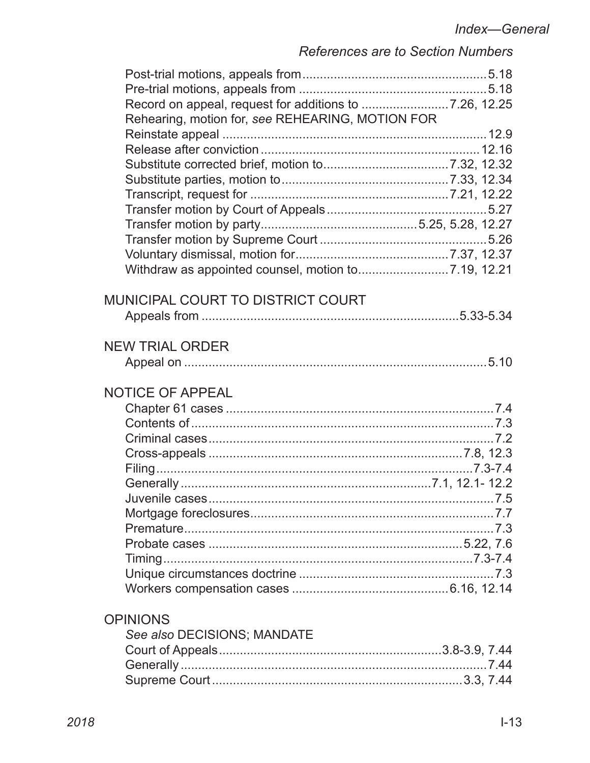Post-trial motions, appeals from....................................................5.18
Pre-trial motions, appeals from .....................................................5.18
Record on appeal, request for additions to .........................7.26, 12.25
Rehearing, motion for, *see* REHEARING, MOTION FOR
Reinstate appeal ..........................................................................12.9
Release after conviction...............................................................12.16
Substitute corrected brief, motion to...................................7.32, 12.32
Substitute parties, motion to..............................................7.33, 12.34
Transcript, request for .......................................................7.21, 12.22
Transfer motion by Court of Appeals.............................................5.27
Transfer motion by party...........................................5.25, 5.28, 12.27
Transfer motion by Supreme Court ...............................................5.26
Voluntary dismissal, motion for..........................................7.37, 12.37
Withdraw as appointed counsel, motion to..........................7.19, 12.21

MUNICIPAL COURT TO DISTRICT COURT
Appeals from .........................................................................5.33-5.34

NEW TRIAL ORDER
Appeal on ......................................................................................5.10

NOTICE OF APPEAL
Chapter 61 cases .............................................................................7.4
Contents of .......................................................................................7.3
Criminal cases...................................................................................7.2
Cross-appeals ........................................................................7.8, 12.3
Filing...........................................................................................7.3-7.4
Generally ........................................................................7.1, 12.1- 12.2
Juvenile cases...................................................................................7.5
Mortgage foreclosures......................................................................7.7
Premature.........................................................................................7.3
Probate cases .........................................................................5.22, 7.6
Timing.........................................................................................7.3-7.4
Unique circumstances doctrine .........................................................7.3
Workers compensation cases ............................................6.16, 12.14

OPINIONS
*See also* DECISIONS; MANDATE
Court of Appeals...............................................................3.8-3.9, 7.44
Generally .........................................................................................7.44
Supreme Court .......................................................................3.3, 7.44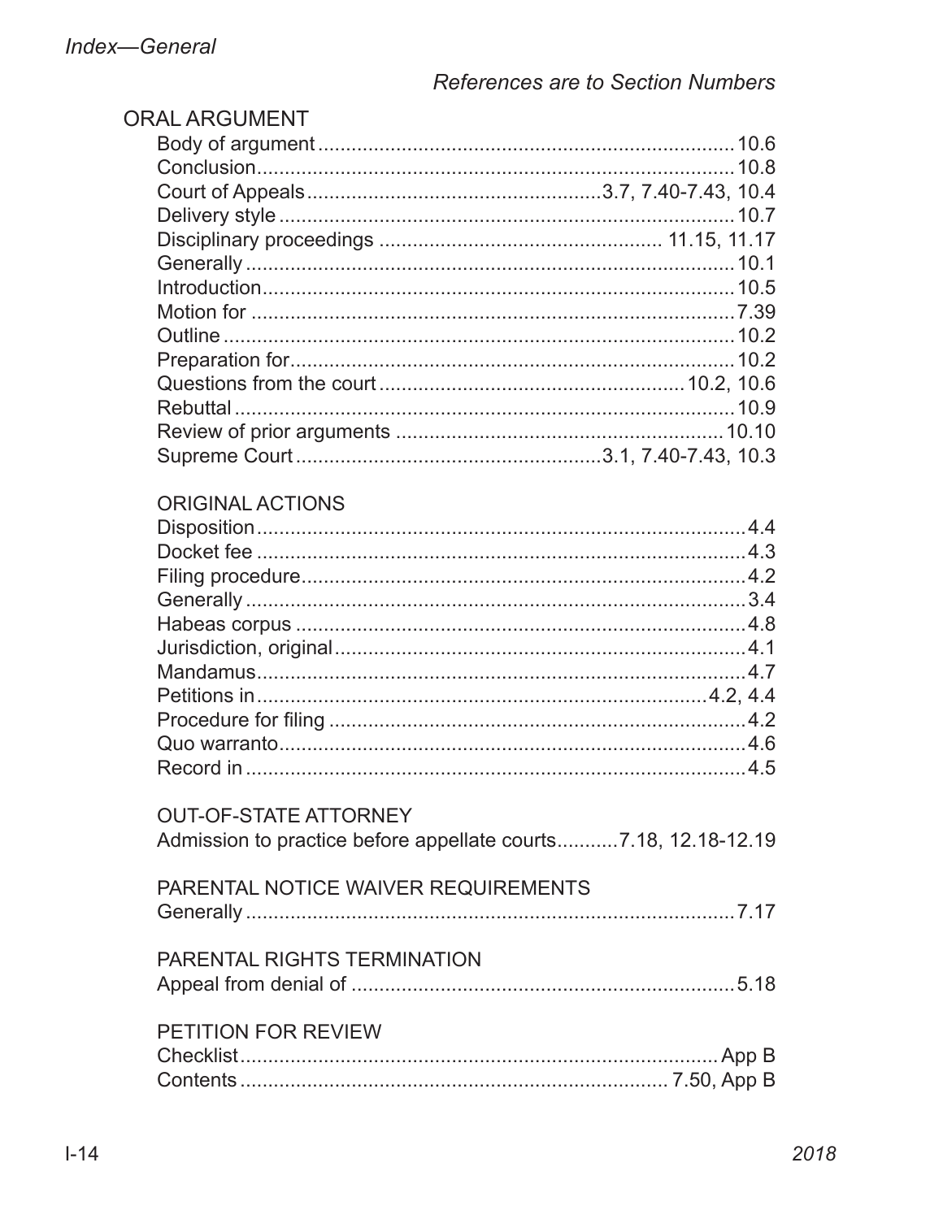References are to Section Numbers

## ORAL ARGUMENT

- Body of argument .......... 10.6
- Conclusion .......... 10.8
- Court of Appeals .......... 3.7, 7.40-7.43, 10.4
- Delivery style .......... 10.7
- Disciplinary proceedings .......... 11.15, 11.17
- Generally .......... 10.1
- Introduction .......... 10.5
- Motion for .......... 7.39
- Outline .......... 10.2
- Preparation for .......... 10.2
- Questions from the court .......... 10.2, 10.6
- Rebuttal .......... 10.9
- Review of prior arguments .......... 10.10
- Supreme Court .......... 3.1, 7.40-7.43, 10.3

## ORIGINAL ACTIONS

- Disposition .......... 4.4
- Docket fee .......... 4.3
- Filing procedure .......... 4.2
- Generally .......... 3.4
- Habeas corpus .......... 4.8
- Jurisdiction, original .......... 4.1
- Mandamus .......... 4.7
- Petitions in .......... 4.2, 4.4
- Procedure for filing .......... 4.2
- Quo warranto .......... 4.6
- Record in .......... 4.5

## OUT-OF-STATE ATTORNEY

- Admission to practice before appellate courts .......... 7.18, 12.18-12.19

## PARENTAL NOTICE WAIVER REQUIREMENTS

- Generally .......... 7.17

## PARENTAL RIGHTS TERMINATION

- Appeal from denial of .......... 5.18

## PETITION FOR REVIEW

- Checklist .......... App B
- Contents .......... 7.50, App B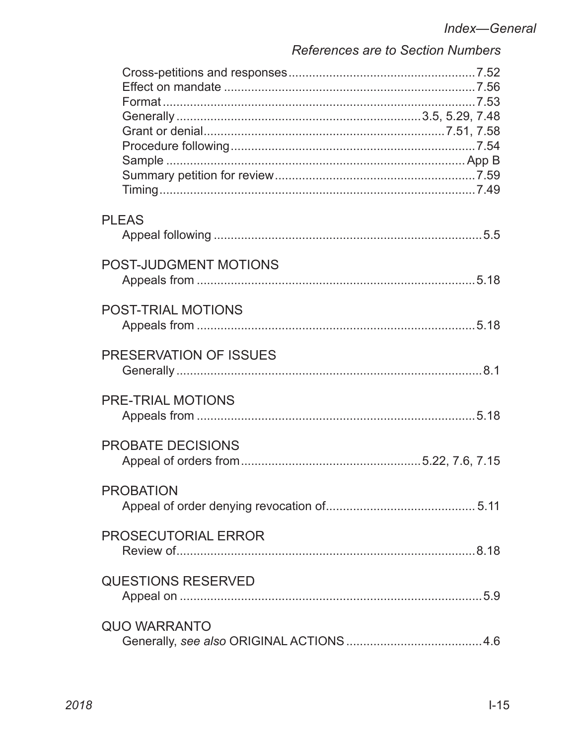Cross-petitions and responses ... 7.52
Effect on mandate ... 7.56
Format ... 7.53
Generally ... 3.5, 5.29, 7.48
Grant or denial ... 7.51, 7.58
Procedure following ... 7.54
Sample ... App B
Summary petition for review ... 7.59
Timing ... 7.49

PLEAS
Appeal following ... 5.5

POST-JUDGMENT MOTIONS
Appeals from ... 5.18

POST-TRIAL MOTIONS
Appeals from ... 5.18

PRESERVATION OF ISSUES
Generally ... 8.1

PRE-TRIAL MOTIONS
Appeals from ... 5.18

PROBATE DECISIONS
Appeal of orders from ... 5.22, 7.6, 7.15

PROBATION
Appeal of order denying revocation of ... 5.11

PROSECUTORIAL ERROR
Review of ... 8.18

QUESTIONS RESERVED
Appeal on ... 5.9

QUO WARRANTO
Generally, *see also* ORIGINAL ACTIONS ... 4.6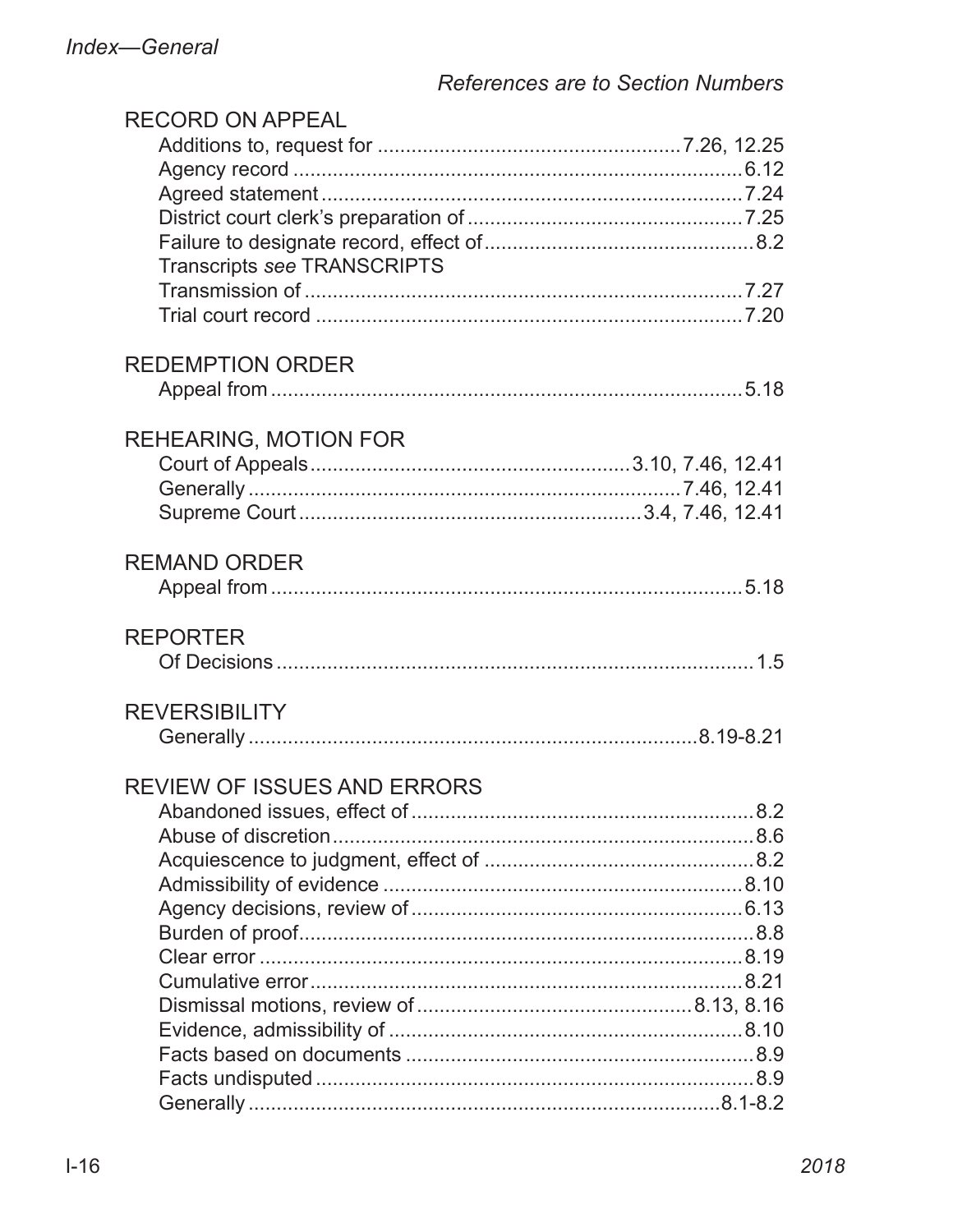*References are to Section Numbers*

RECORD ON APPEAL

- Additions to, request for ..................................................... 7.26, 12.25
- Agency record ..................................................... 6.12
- Agreed statement ..................................................... 7.24
- District court clerk's preparation of ..................................................... 7.25
- Failure to designate record, effect of ..................................................... 8.2
- Transcripts *see* TRANSCRIPTS
- Transmission of ..................................................... 7.27
- Trial court record ..................................................... 7.20

REDEMPTION ORDER

- Appeal from ..................................................... 5.18

REHEARING, MOTION FOR

- Court of Appeals ..................................................... 3.10, 7.46, 12.41
- Generally ..................................................... 7.46, 12.41
- Supreme Court ..................................................... 3.4, 7.46, 12.41

REMAND ORDER

- Appeal from ..................................................... 5.18

REPORTER

- Of Decisions ..................................................... 1.5

REVERSIBILITY

- Generally ..................................................... 8.19-8.21

REVIEW OF ISSUES AND ERRORS

- Abandoned issues, effect of ..................................................... 8.2
- Abuse of discretion ..................................................... 8.6
- Acquiescence to judgment, effect of ..................................................... 8.2
- Admissibility of evidence ..................................................... 8.10
- Agency decisions, review of ..................................................... 6.13
- Burden of proof ..................................................... 8.8
- Clear error ..................................................... 8.19
- Cumulative error ..................................................... 8.21
- Dismissal motions, review of ..................................................... 8.13, 8.16
- Evidence, admissibility of ..................................................... 8.10
- Facts based on documents ..................................................... 8.9
- Facts undisputed ..................................................... 8.9
- Generally ..................................................... 8.1-8.2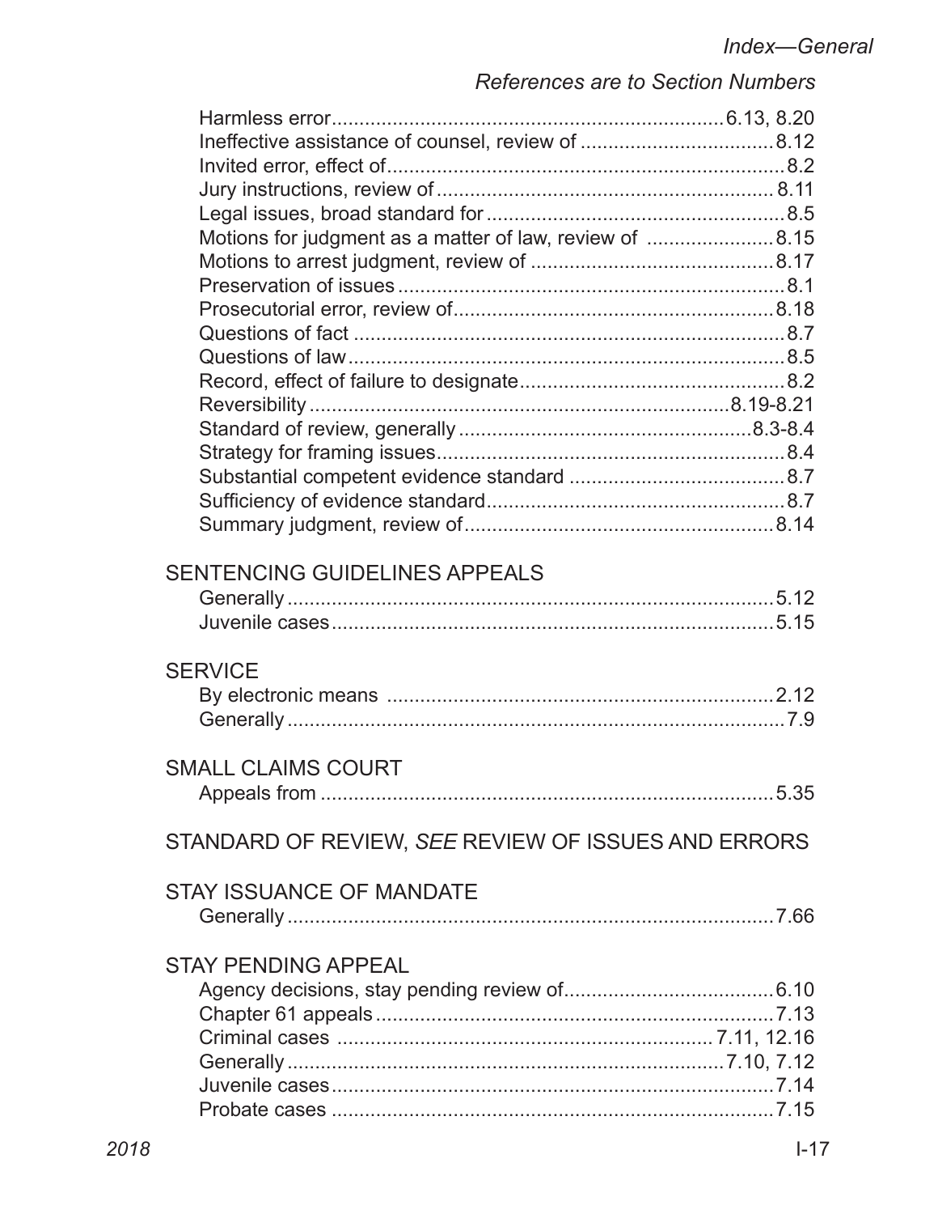Harmless error ........................................ 6.13, 8.20
Ineffective assistance of counsel, review of ........................................ 8.12
Invited error, effect of ........................................ 8.2
Jury instructions, review of ........................................ 8.11
Legal issues, broad standard for ........................................ 8.5
Motions for judgment as a matter of law, review of ........................................ 8.15
Motions to arrest judgment, review of ........................................ 8.17
Preservation of issues ........................................ 8.1
Prosecutorial error, review of ........................................ 8.18
Questions of fact ........................................ 8.7
Questions of law ........................................ 8.5
Record, effect of failure to designate ........................................ 8.2
Reversibility ........................................ 8.19-8.21
Standard of review, generally ........................................ 8.3-8.4
Strategy for framing issues ........................................ 8.4
Substantial competent evidence standard ........................................ 8.7
Sufficiency of evidence standard ........................................ 8.7
Summary judgment, review of ........................................ 8.14

SENTENCING GUIDELINES APPEALS

Generally ........................................ 5.12
Juvenile cases ........................................ 5.15

SERVICE

By electronic means ........................................ 2.12
Generally ........................................ 7.9

SMALL CLAIMS COURT

Appeals from ........................................ 5.35

STANDARD OF REVIEW, *SEE* REVIEW OF ISSUES AND ERRORS

STAY ISSUANCE OF MANDATE

Generally ........................................ 7.66

STAY PENDING APPEAL

Agency decisions, stay pending review of ........................................ 6.10
Chapter 61 appeals ........................................ 7.13
Criminal cases ........................................ 7.11, 12.16
Generally ........................................ 7.10, 7.12
Juvenile cases ........................................ 7.14
Probate cases ........................................ 7.15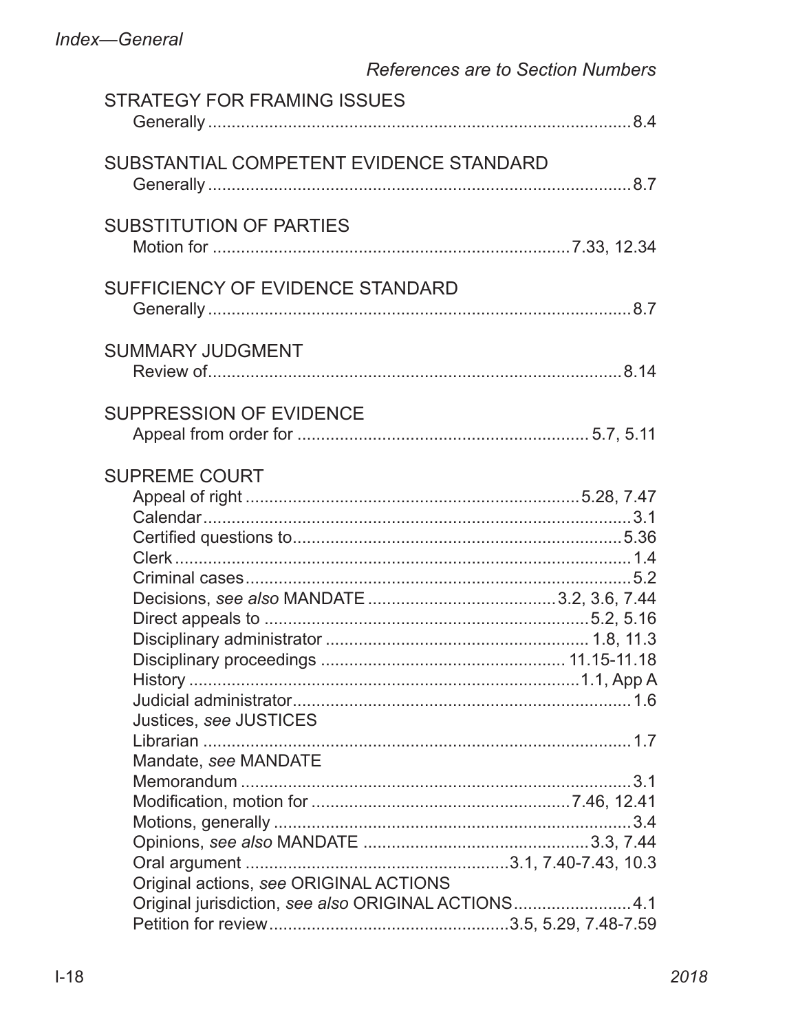References are to Section Numbers

STRATEGY FOR FRAMING ISSUES
- Generally ............ 8.4

SUBSTANTIAL COMPETENT EVIDENCE STANDARD
- Generally ............ 8.7

SUBSTITUTION OF PARTIES
- Motion for ............ 7.33, 12.34

SUFFICIENCY OF EVIDENCE STANDARD
- Generally ............ 8.7

SUMMARY JUDGMENT
- Review of............ 8.14

SUPPRESSION OF EVIDENCE
- Appeal from order for ............ 5.7, 5.11

SUPREME COURT
- Appeal of right ............ 5.28, 7.47
- Calendar............ 3.1
- Certified questions to............ 5.36
- Clerk ............ 1.4
- Criminal cases............ 5.2
- Decisions, *see also* MANDATE ............ 3.2, 3.6, 7.44
- Direct appeals to ............ 5.2, 5.16
- Disciplinary administrator ............ 1.8, 11.3
- Disciplinary proceedings ............ 11.15-11.18
- History ............ 1.1, App A
- Judicial administrator............ 1.6
- Justices, *see* JUSTICES
- Librarian ............ 1.7
- Mandate, *see* MANDATE
- Memorandum ............ 3.1
- Modification, motion for ............ 7.46, 12.41
- Motions, generally ............ 3.4
- Opinions, *see also* MANDATE ............ 3.3, 7.44
- Oral argument ............ 3.1, 7.40-7.43, 10.3
- Original actions, *see* ORIGINAL ACTIONS
- Original jurisdiction, *see also* ORIGINAL ACTIONS............ 4.1
- Petition for review............ 3.5, 5.29, 7.48-7.59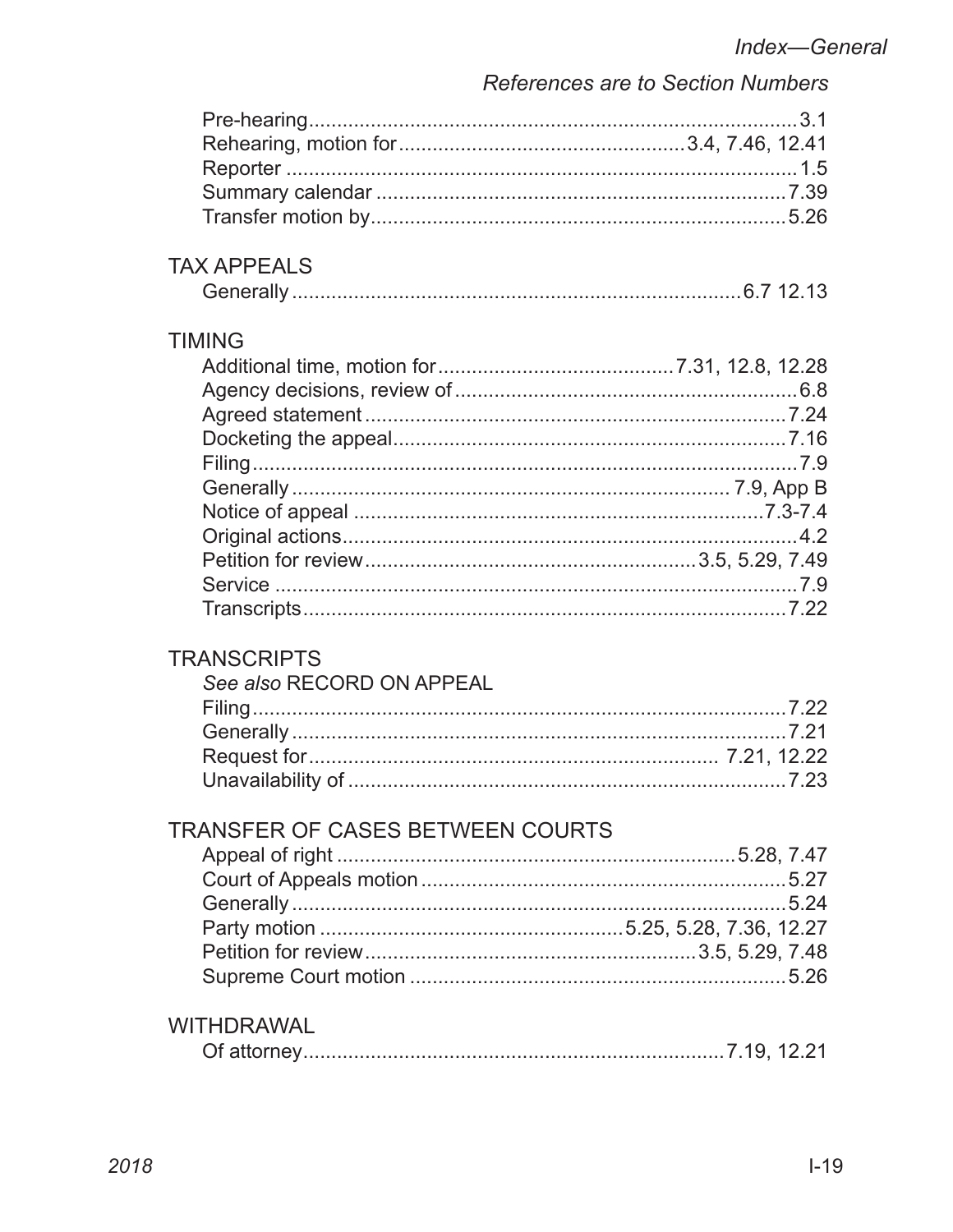Pre-hearing .......... 3.1
Rehearing, motion for .......... 3.4, 7.46, 12.41
Reporter .......... 1.5
Summary calendar .......... 7.39
Transfer motion by .......... 5.26

## TAX APPEALS

Generally .......... 6.7 12.13

## TIMING

Additional time, motion for .......... 7.31, 12.8, 12.28
Agency decisions, review of .......... 6.8
Agreed statement .......... 7.24
Docketing the appeal .......... 7.16
Filing .......... 7.9
Generally .......... 7.9, App B
Notice of appeal .......... 7.3-7.4
Original actions .......... 4.2
Petition for review .......... 3.5, 5.29, 7.49
Service .......... 7.9
Transcripts .......... 7.22

## TRANSCRIPTS

*See also* RECORD ON APPEAL
Filing .......... 7.22
Generally .......... 7.21
Request for .......... 7.21, 12.22
Unavailability of .......... 7.23

## TRANSFER OF CASES BETWEEN COURTS

Appeal of right .......... 5.28, 7.47
Court of Appeals motion .......... 5.27
Generally .......... 5.24
Party motion .......... 5.25, 5.28, 7.36, 12.27
Petition for review .......... 3.5, 5.29, 7.48
Supreme Court motion .......... 5.26

## WITHDRAWAL

Of attorney .......... 7.19, 12.21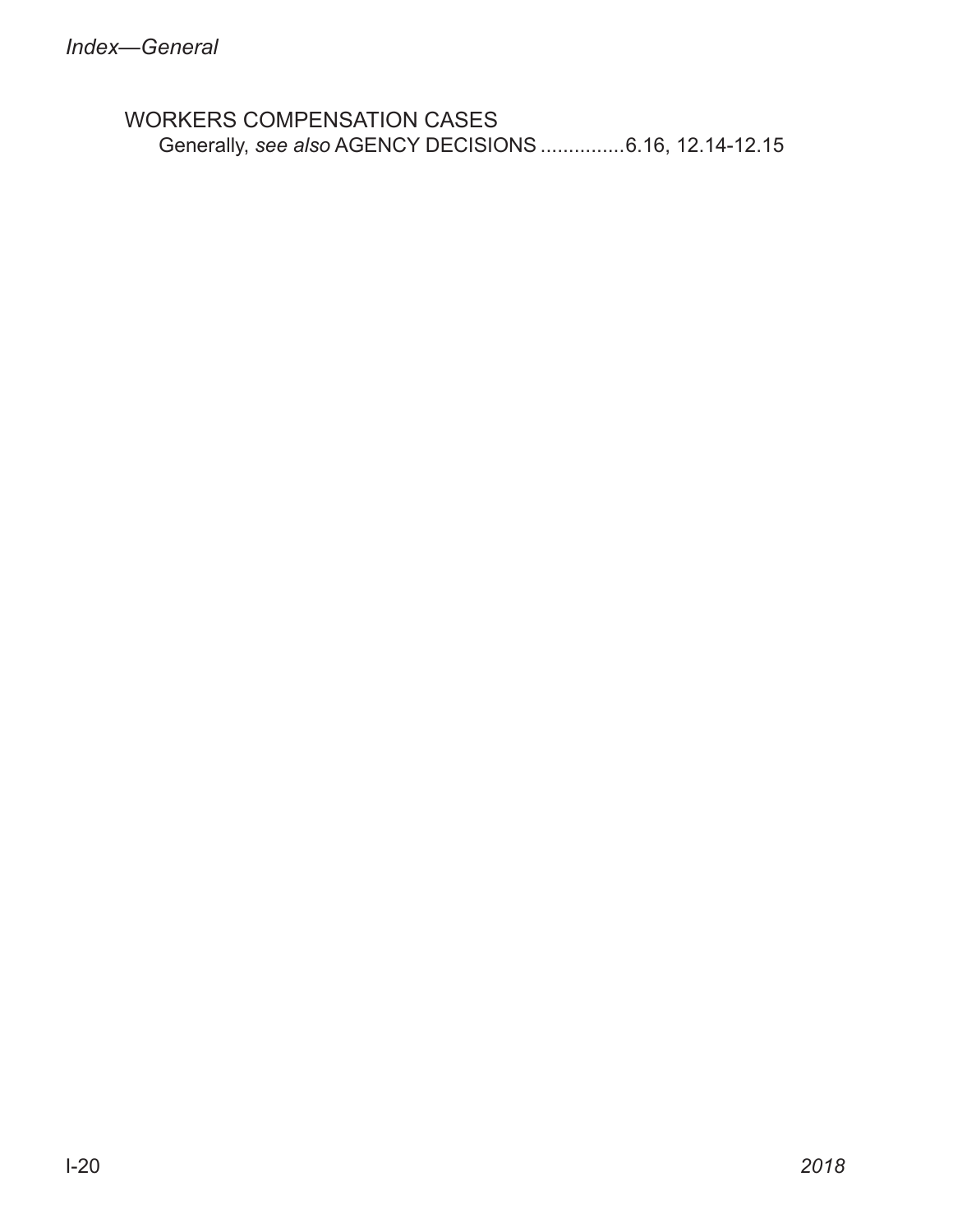WORKERS COMPENSATION CASES

Generally, *see also* AGENCY DECISIONS ...............6.16, 12.14-12.15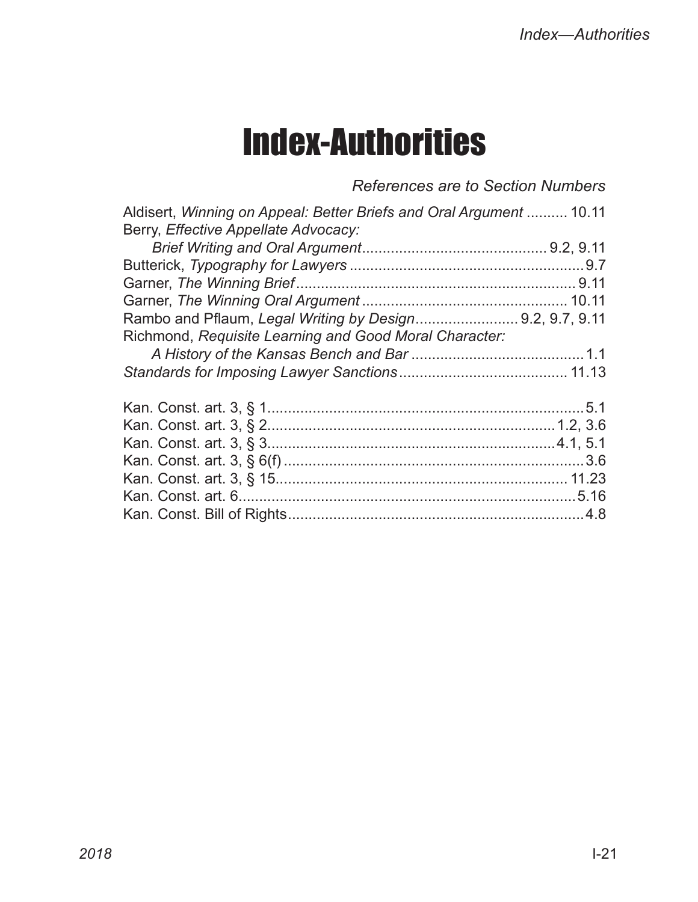# Index-Authorities

*References are to Section Numbers*

Aldisert, *Winning on Appeal: Better Briefs and Oral Argument* .......... 10.11
Berry, *Effective Appellate Advocacy:*
  *Brief Writing and Oral Argument*............................................ 9.2, 9.11
Butterick, *Typography for Lawyers* .........................................................9.7
Garner, *The Winning Brief* .................................................................... 9.11
Garner, *The Winning Oral Argument* .................................................. 10.11
Rambo and Pflaum, *Legal Writing by Design*......................... 9.2, 9.7, 9.11
Richmond, *Requisite Learning and Good Moral Character:*
  *A History of the Kansas Bench and Bar* ..........................................1.1
*Standards for Imposing Lawyer Sanctions*......................................... 11.13

Kan. Const. art. 3, § 1.............................................................................5.1
Kan. Const. art. 3, § 2......................................................................1.2, 3.6
Kan. Const. art. 3, § 3......................................................................4.1, 5.1
Kan. Const. art. 3, § 6(f) .........................................................................3.6
Kan. Const. art. 3, § 15....................................................................... 11.23
Kan. Const. art. 6.................................................................................5.16
Kan. Const. Bill of Rights........................................................................4.8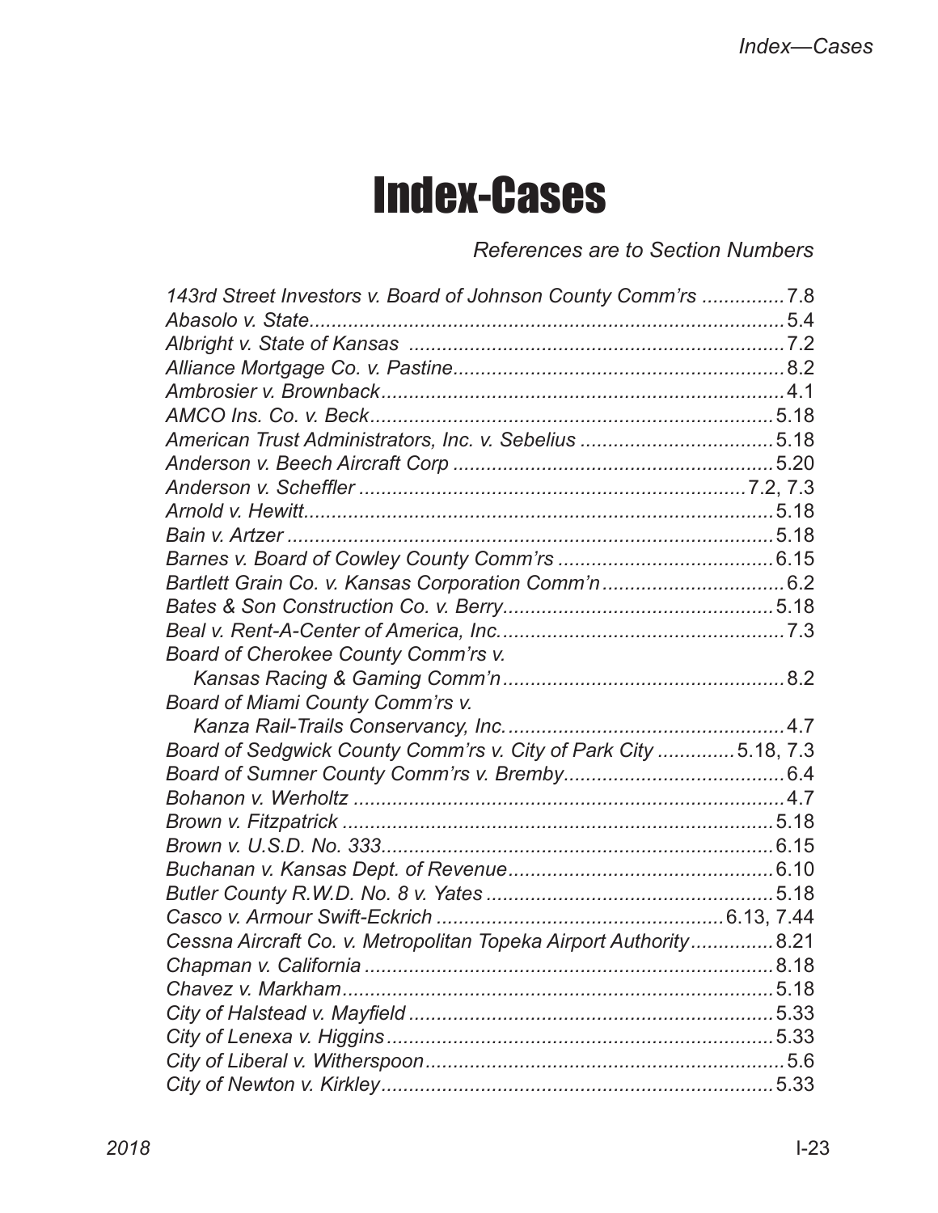# Index-Cases

*References are to Section Numbers*

*143rd Street Investors v. Board of Johnson County Comm'rs* ............... 7.8
*Abasolo v. State* ............... 5.4
*Albright v. State of Kansas* ............... 7.2
*Alliance Mortgage Co. v. Pastine* ............... 8.2
*Ambrosier v. Brownback* ............... 4.1
*AMCO Ins. Co. v. Beck* ............... 5.18
*American Trust Administrators, Inc. v. Sebelius* ............... 5.18
*Anderson v. Beech Aircraft Corp* ............... 5.20
*Anderson v. Scheffler* ............... 7.2, 7.3
*Arnold v. Hewitt* ............... 5.18
*Bain v. Artzer* ............... 5.18
*Barnes v. Board of Cowley County Comm'rs* ............... 6.15
*Bartlett Grain Co. v. Kansas Corporation Comm'n* ............... 6.2
*Bates & Son Construction Co. v. Berry* ............... 5.18
*Beal v. Rent-A-Center of America, Inc.* ............... 7.3
*Board of Cherokee County Comm'rs v. Kansas Racing & Gaming Comm'n* ............... 8.2
*Board of Miami County Comm'rs v. Kanza Rail-Trails Conservancy, Inc.* ............... 4.7
*Board of Sedgwick County Comm'rs v. City of Park City* ............... 5.18, 7.3
*Board of Sumner County Comm'rs v. Bremby* ............... 6.4
*Bohanon v. Werholtz* ............... 4.7
*Brown v. Fitzpatrick* ............... 5.18
*Brown v. U.S.D. No. 333* ............... 6.15
*Buchanan v. Kansas Dept. of Revenue* ............... 6.10
*Butler County R.W.D. No. 8 v. Yates* ............... 5.18
*Casco v. Armour Swift-Eckrich* ............... 6.13, 7.44
*Cessna Aircraft Co. v. Metropolitan Topeka Airport Authority* ............... 8.21
*Chapman v. California* ............... 8.18
*Chavez v. Markham* ............... 5.18
*City of Halstead v. Mayfield* ............... 5.33
*City of Lenexa v. Higgins* ............... 5.33
*City of Liberal v. Witherspoon* ............... 5.6
*City of Newton v. Kirkley* ............... 5.33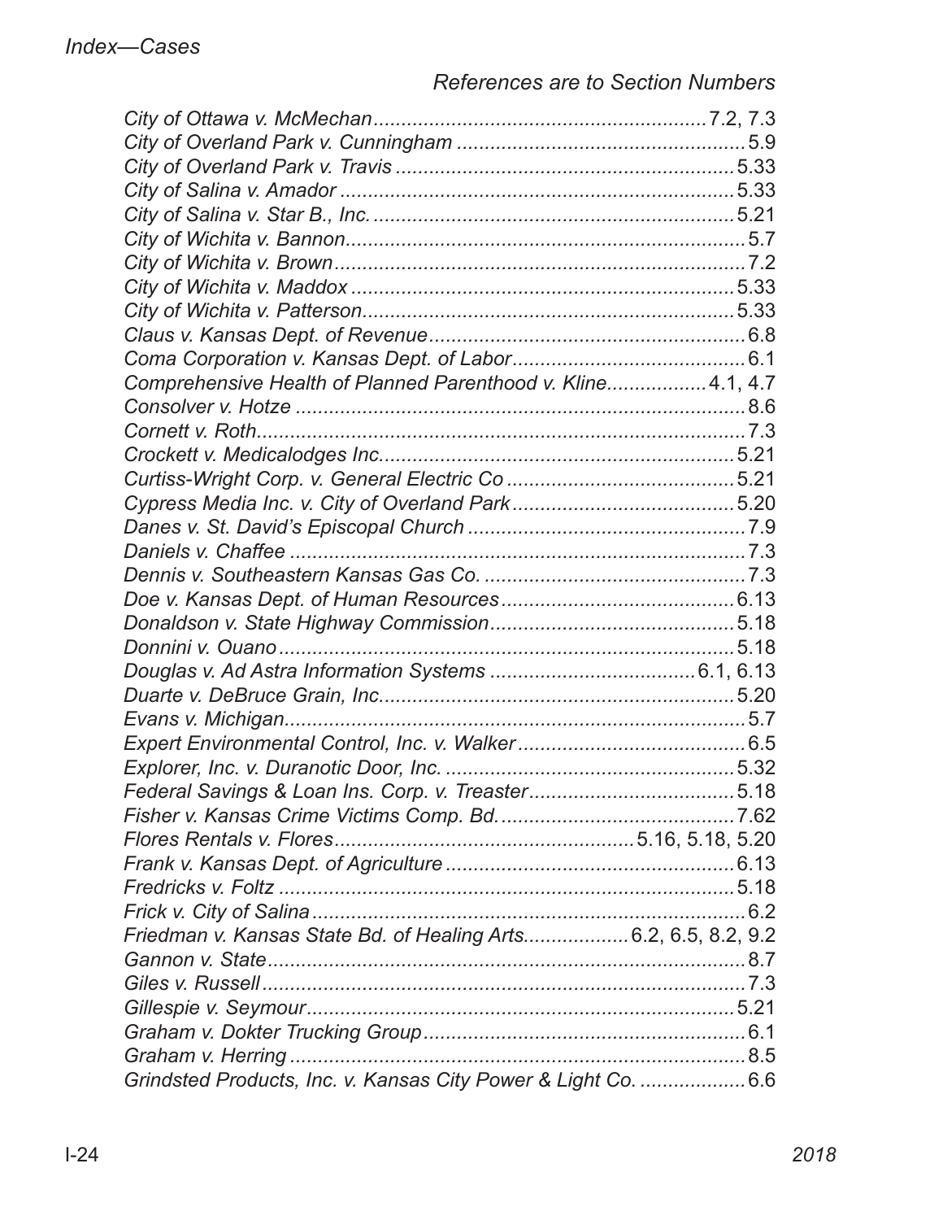*References are to Section Numbers*

*City of Ottawa v. McMechan* ............................................................ 7.2, 7.3
*City of Overland Park v. Cunningham* .................................................... 5.9
*City of Overland Park v. Travis* ........................................................... 5.33
*City of Salina v. Amador* ..................................................................... 5.33
*City of Salina v. Star B., Inc.* ............................................................... 5.21
*City of Wichita v. Bannon* ..................................................................... 5.7
*City of Wichita v. Brown* ....................................................................... 7.2
*City of Wichita v. Maddox* ................................................................... 5.33
*City of Wichita v. Patterson* .................................................................. 5.33
*Claus v. Kansas Dept. of Revenue* ........................................................ 6.8
*Coma Corporation v. Kansas Dept. of Labor* .......................................... 6.1
*Comprehensive Health of Planned Parenthood v. Kline* ................. 4.1, 4.7
*Consolver v. Hotze* ............................................................................... 8.6
*Cornett v. Roth* ..................................................................................... 7.3
*Crockett v. Medicalodges Inc.* ............................................................. 5.21
*Curtiss-Wright Corp. v. General Electric Co* ......................................... 5.21
*Cypress Media Inc. v. City of Overland Park* ........................................ 5.20
*Danes v. St. David's Episcopal Church* .................................................. 7.9
*Daniels v. Chaffee* ................................................................................. 7.3
*Dennis v. Southeastern Kansas Gas Co.* ............................................... 7.3
*Doe v. Kansas Dept. of Human Resources* ........................................... 6.13
*Donaldson v. State Highway Commission* ............................................ 5.18
*Donnini v. Ouano* ................................................................................ 5.18
*Douglas v. Ad Astra Information Systems* ..................................... 6.1, 6.13
*Duarte v. DeBruce Grain, Inc.* .............................................................. 5.20
*Evans v. Michigan* ................................................................................. 5.7
*Expert Environmental Control, Inc. v. Walker* ......................................... 6.5
*Explorer, Inc. v. Duranotic Door, Inc.* .................................................... 5.32
*Federal Savings & Loan Ins. Corp. v. Treaster* ..................................... 5.18
*Fisher v. Kansas Crime Victims Comp. Bd.* ........................................... 7.62
*Flores Rentals v. Flores* ...................................................... 5.16, 5.18, 5.20
*Frank v. Kansas Dept. of Agriculture* ................................................... 6.13
*Fredricks v. Foltz* ................................................................................. 5.18
*Frick v. City of Salina* ............................................................................. 6.2
*Friedman v. Kansas State Bd. of Healing Arts* ................... 6.2, 6.5, 8.2, 9.2
*Gannon v. State* ..................................................................................... 8.7
*Giles v. Russell* ...................................................................................... 7.3
*Gillespie v. Seymour* ............................................................................ 5.21
*Graham v. Dokter Trucking Group* .......................................................... 6.1
*Graham v. Herring* ................................................................................. 8.5
*Grindsted Products, Inc. v. Kansas City Power & Light Co.* ................... 6.6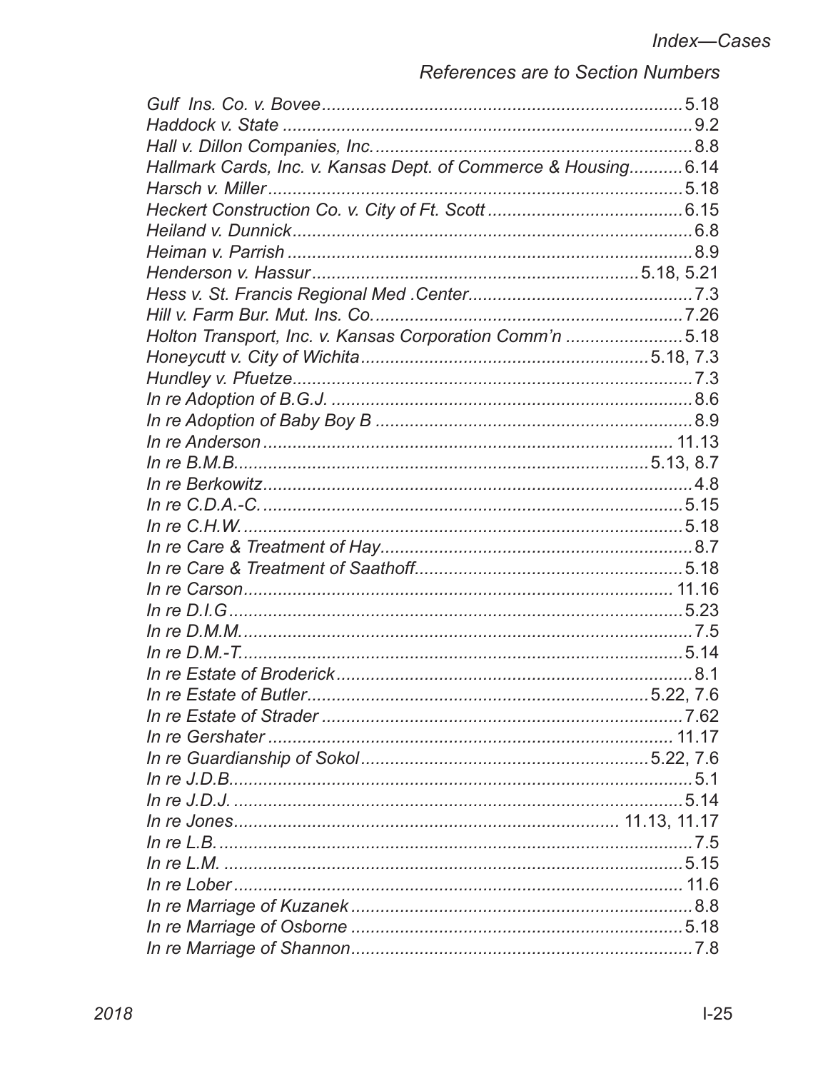*References are to Section Numbers*

| Case | Section |
|---|---|
| *Gulf Ins. Co. v. Bovee* | 5.18 |
| *Haddock v. State* | 9.2 |
| *Hall v. Dillon Companies, Inc.* | 8.8 |
| *Hallmark Cards, Inc. v. Kansas Dept. of Commerce & Housing* | 6.14 |
| *Harsch v. Miller* | 5.18 |
| *Heckert Construction Co. v. City of Ft. Scott* | 6.15 |
| *Heiland v. Dunnick* | 6.8 |
| *Heiman v. Parrish* | 8.9 |
| *Henderson v. Hassur* | 5.18, 5.21 |
| *Hess v. St. Francis Regional Med .Center* | 7.3 |
| *Hill v. Farm Bur. Mut. Ins. Co.* | 7.26 |
| *Holton Transport, Inc. v. Kansas Corporation Comm'n* | 5.18 |
| *Honeycutt v. City of Wichita* | 5.18, 7.3 |
| *Hundley v. Pfuetze* | 7.3 |
| *In re Adoption of B.G.J.* | 8.6 |
| *In re Adoption of Baby Boy B* | 8.9 |
| *In re Anderson* | 11.13 |
| *In re B.M.B.* | 5.13, 8.7 |
| *In re Berkowitz* | 4.8 |
| *In re C.D.A.-C.* | 5.15 |
| *In re C.H.W.* | 5.18 |
| *In re Care & Treatment of Hay* | 8.7 |
| *In re Care & Treatment of Saathoff* | 5.18 |
| *In re Carson* | 11.16 |
| *In re D.I.G* | 5.23 |
| *In re D.M.M.* | 7.5 |
| *In re D.M.-T.* | 5.14 |
| *In re Estate of Broderick* | 8.1 |
| *In re Estate of Butler* | 5.22, 7.6 |
| *In re Estate of Strader* | 7.62 |
| *In re Gershater* | 11.17 |
| *In re Guardianship of Sokol* | 5.22, 7.6 |
| *In re J.D.B.* | 5.1 |
| *In re J.D.J.* | 5.14 |
| *In re Jones* | 11.13, 11.17 |
| *In re L.B.* | 7.5 |
| *In re L.M.* | 5.15 |
| *In re Lober* | 11.6 |
| *In re Marriage of Kuzanek* | 8.8 |
| *In re Marriage of Osborne* | 5.18 |
| *In re Marriage of Shannon* | 7.8 |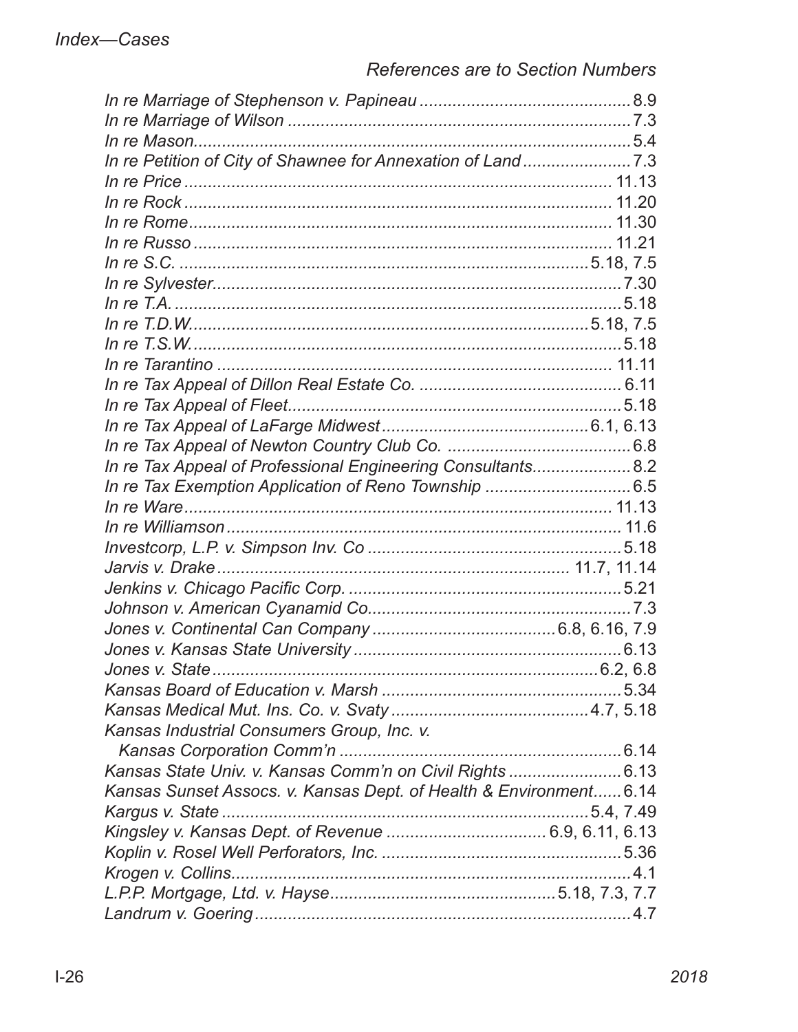*References are to Section Numbers*

*In re Marriage of Stephenson v. Papineau* ............................................ 8.9
*In re Marriage of Wilson* ........................................................................ 7.3
*In re Mason*............................................................................................ 5.4
*In re Petition of City of Shawnee for Annexation of Land* ....................... 7.3
*In re Price* ........................................................................................... 11.13
*In re Rock* ........................................................................................... 11.20
*In re Rome*........................................................................................... 11.30
*In re Russo* .......................................................................................... 11.21
*In re S.C.* ....................................................................................... 5.18, 7.5
*In re Sylvester*...................................................................................... 7.30
*In re T.A.* .............................................................................................. 5.18
*In re T.D.W.*.................................................................................. 5.18, 7.5
*In re T.S.W.*.......................................................................................... 5.18
*In re Tarantino* ..................................................................................... 11.11
*In re Tax Appeal of Dillon Real Estate Co.* ........................................... 6.11
*In re Tax Appeal of Fleet*...................................................................... 5.18
*In re Tax Appeal of LaFarge Midwest* ........................................... 6.1, 6.13
*In re Tax Appeal of Newton Country Club Co.* ....................................... 6.8
*In re Tax Appeal of Professional Engineering Consultants*..................... 8.2
*In re Tax Exemption Application of Reno Township* ............................... 6.5
*In re Ware*........................................................................................... 11.13
*In re Williamson* .................................................................................. 11.6
*Investcorp, L.P. v. Simpson Inv. Co* ..................................................... 5.18
*Jarvis v. Drake* ......................................................................... 11.7, 11.14
*Jenkins v. Chicago Pacific Corp.* .......................................................... 5.21
*Johnson v. American Cyanamid Co.*....................................................... 7.3
*Jones v. Continental Can Company* ...................................... 6.8, 6.16, 7.9
*Jones v. Kansas State University* ........................................................ 6.13
*Jones v. State* ................................................................................. 6.2, 6.8
*Kansas Board of Education v. Marsh* .................................................. 5.34
*Kansas Medical Mut. Ins. Co. v. Svaty* .......................................... 4.7, 5.18
*Kansas Industrial Consumers Group, Inc. v.*
  *Kansas Corporation Comm'n* ........................................................... 6.14
*Kansas State Univ. v. Kansas Comm'n on Civil Rights* ........................ 6.13
*Kansas Sunset Assocs. v. Kansas Dept. of Health & Environment*...... 6.14
*Kargus v. State* ............................................................................. 5.4, 7.49
*Kingsley v. Kansas Dept. of Revenue* ................................. 6.9, 6.11, 6.13
*Koplin v. Rosel Well Perforators, Inc.* ................................................... 5.36
*Krogen v. Collins*..................................................................................... 4.1
*L.P.P. Mortgage, Ltd. v. Hayse*............................................... 5.18, 7.3, 7.7
*Landrum v. Goering* ................................................................................ 4.7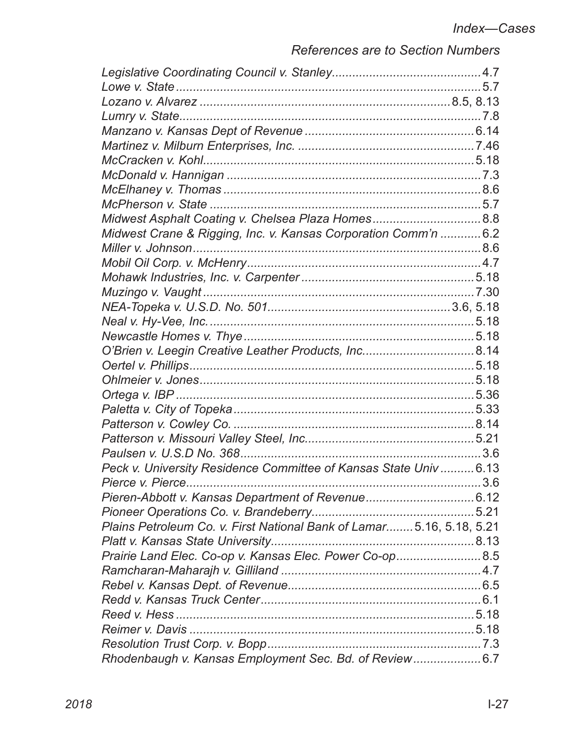References are to Section Numbers

*Legislative Coordinating Council v. Stanley*............................................4.7
*Lowe v. State*.............................................................................................5.7
*Lozano v. Alvarez*.................................................................................8.5, 8.13
*Lumry v. State*...........................................................................................7.8
*Manzano v. Kansas Dept of Revenue*......................................................6.14
*Martinez v. Milburn Enterprises, Inc.*......................................................7.46
*McCracken v. Kohl*..................................................................................5.18
*McDonald v. Hannigan*..............................................................................7.3
*McElhaney v. Thomas*...............................................................................8.6
*McPherson v. State*...................................................................................5.7
*Midwest Asphalt Coating v. Chelsea Plaza Homes*..................................8.8
*Midwest Crane & Rigging, Inc. v. Kansas Corporation Comm'n*...............6.2
*Miller v. Johnson*.......................................................................................8.6
*Mobil Oil Corp. v. McHenry*.......................................................................4.7
*Mohawk Industries, Inc. v. Carpenter*......................................................5.18
*Muzingo v. Vaught*...................................................................................7.30
*NEA-Topeka v. U.S.D. No. 501*.........................................................3.6, 5.18
*Neal v. Hy-Vee, Inc.*................................................................................5.18
*Newcastle Homes v. Thye*........................................................................5.18
*O'Brien v. Leegin Creative Leather Products, Inc.*..................................8.14
*Oertel v. Phillips*......................................................................................5.18
*Ohlmeier v. Jones*....................................................................................5.18
*Ortega v. IBP*............................................................................................5.36
*Paletta v. City of Topeka*..........................................................................5.33
*Patterson v. Cowley Co.*..........................................................................8.14
*Patterson v. Missouri Valley Steel, Inc.*...................................................5.21
*Paulsen v. U.S.D No. 368*..........................................................................3.6
*Peck v. University Residence Committee of Kansas State Univ*.............6.13
*Pierce v. Pierce*..........................................................................................3.6
*Pieren-Abbott v. Kansas Department of Revenue*....................................6.12
*Pioneer Operations Co. v. Brandeberry*....................................................5.21
*Plains Petroleum Co. v. First National Bank of Lamar*..........5.16, 5.18, 5.21
*Platt v. Kansas State University*...............................................................8.13
*Prairie Land Elec. Co-op v. Kansas Elec. Power Co-op*............................8.5
*Ramcharan-Maharajh v. Gilliland*...............................................................4.7
*Rebel v. Kansas Dept. of Revenue*............................................................6.5
*Redd v. Kansas Truck Center*....................................................................6.1
*Reed v. Hess*............................................................................................5.18
*Reimer v. Davis*........................................................................................5.18
*Resolution Trust Corp. v. Bopp*..................................................................7.3
*Rhodenbaugh v. Kansas Employment Sec. Bd. of Review*..........................6.7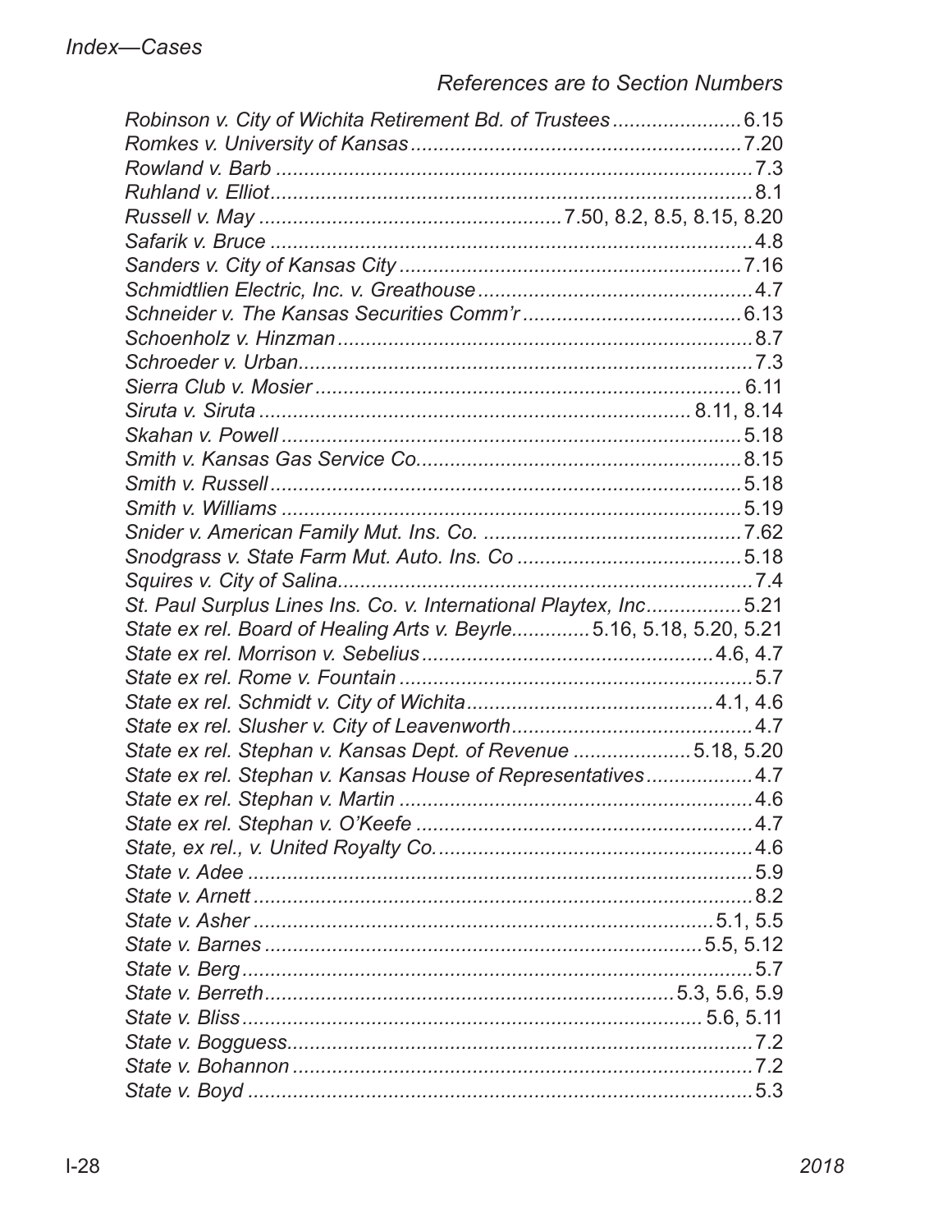*References are to Section Numbers*

*Robinson v. City of Wichita Retirement Bd. of Trustees* ...................... 6.15
*Romkes v. University of Kansas* .......................................................... 7.20
*Rowland v. Barb* .................................................................................... 7.3
*Ruhland v. Elliot* ..................................................................................... 8.1
*Russell v. May* ..................................................... 7.50, 8.2, 8.5, 8.15, 8.20
*Safarik v. Bruce* ...................................................................................... 4.8
*Sanders v. City of Kansas City* ............................................................. 7.16
*Schmidtlien Electric, Inc. v. Greathouse* ................................................ 4.7
*Schneider v. The Kansas Securities Comm'r* ....................................... 6.13
*Schoenholz v. Hinzman* ......................................................................... 8.7
*Schroeder v. Urban* ................................................................................ 7.3
*Sierra Club v. Mosier* ............................................................................ 6.11
*Siruta v. Siruta* ........................................................................... 8.11, 8.14
*Skahan v. Powell* .................................................................................. 5.18
*Smith v. Kansas Gas Service Co.* ......................................................... 8.15
*Smith v. Russell* .................................................................................... 5.18
*Smith v. Williams* .................................................................................. 5.19
*Snider v. American Family Mut. Ins. Co.* .............................................. 7.62
*Snodgrass v. State Farm Mut. Auto. Ins. Co* ........................................ 5.18
*Squires v. City of Salina* .......................................................................... 7.4
*St. Paul Surplus Lines Ins. Co. v. International Playtex, Inc* ................ 5.21
*State ex rel. Board of Healing Arts v. Beyrle* ............. 5.16, 5.18, 5.20, 5.21
*State ex rel. Morrison v. Sebelius* ..................................................... 4.6, 4.7
*State ex rel. Rome v. Fountain* ............................................................... 5.7
*State ex rel. Schmidt v. City of Wichita* ............................................ 4.1, 4.6
*State ex rel. Slusher v. City of Leavenworth* ........................................... 4.7
*State ex rel. Stephan v. Kansas Dept. of Revenue* ..................... 5.18, 5.20
*State ex rel. Stephan v. Kansas House of Representatives* ................... 4.7
*State ex rel. Stephan v. Martin* ................................................................ 4.6
*State ex rel. Stephan v. O'Keefe* ............................................................ 4.7
*State, ex rel., v. United Royalty Co.* ....................................................... 4.6
*State v. Adee* .......................................................................................... 5.9
*State v. Arnett* ......................................................................................... 8.2
*State v. Asher* .................................................................................. 5.1, 5.5
*State v. Barnes* .............................................................................. 5.5, 5.12
*State v. Berg* ........................................................................................... 5.7
*State v. Berreth* ......................................................................... 5.3, 5.6, 5.9
*State v. Bliss* .................................................................................. 5.6, 5.11
*State v. Bogguess* ................................................................................... 7.2
*State v. Bohannon* .................................................................................. 7.2
*State v. Boyd* ........................................................................................... 5.3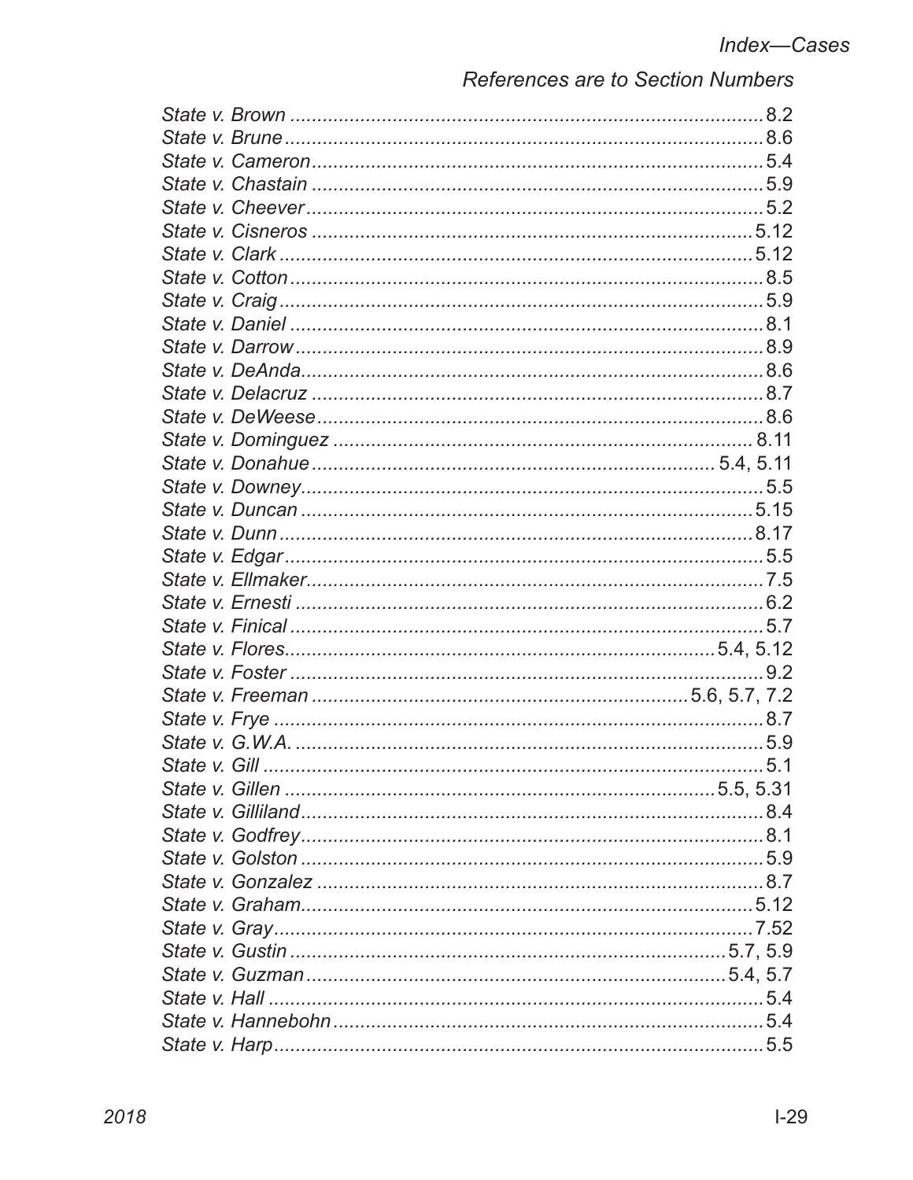*References are to Section Numbers*

*State v. Brown* ........................................................................................ 8.2
*State v. Brune* ........................................................................................ 8.6
*State v. Cameron* .................................................................................... 5.4
*State v. Chastain* .................................................................................... 5.9
*State v. Cheever* ..................................................................................... 5.2
*State v. Cisneros* .................................................................................. 5.12
*State v. Clark* ........................................................................................ 5.12
*State v. Cotton* ........................................................................................ 8.5
*State v. Craig* .......................................................................................... 5.9
*State v. Daniel* ........................................................................................ 8.1
*State v. Darrow* ....................................................................................... 8.9
*State v. DeAnda* ...................................................................................... 8.6
*State v. Delacruz* .................................................................................... 8.7
*State v. DeWeese* .................................................................................... 8.6
*State v. Dominguez* ............................................................................... 8.11
*State v. Donahue* ............................................................................ 5.4, 5.11
*State v. Downey* ...................................................................................... 5.5
*State v. Duncan* .................................................................................... 5.15
*State v. Dunn* ........................................................................................ 8.17
*State v. Edgar* ......................................................................................... 5.5
*State v. Ellmaker* .................................................................................... 7.5
*State v. Ernesti* ....................................................................................... 6.2
*State v. Finical* ........................................................................................ 5.7
*State v. Flores* ................................................................................ 5.4, 5.12
*State v. Foster* ........................................................................................ 9.2
*State v. Freeman* ...................................................................... 5.6, 5.7, 7.2
*State v. Frye* ........................................................................................... 8.7
*State v. G.W.A.* ........................................................................................ 5.9
*State v. Gill* ............................................................................................. 5.1
*State v. Gillen* ................................................................................ 5.5, 5.31
*State v. Gilliland* ..................................................................................... 8.4
*State v. Godfrey* ...................................................................................... 8.1
*State v. Golston* ...................................................................................... 5.9
*State v. Gonzalez* .................................................................................... 8.7
*State v. Graham* .................................................................................... 5.12
*State v. Gray* ......................................................................................... 7.52
*State v. Gustin* ................................................................................. 5.7, 5.9
*State v. Guzman* .............................................................................. 5.4, 5.7
*State v. Hall* ............................................................................................ 5.4
*State v. Hannebohn* ................................................................................. 5.4
*State v. Harp* ........................................................................................... 5.5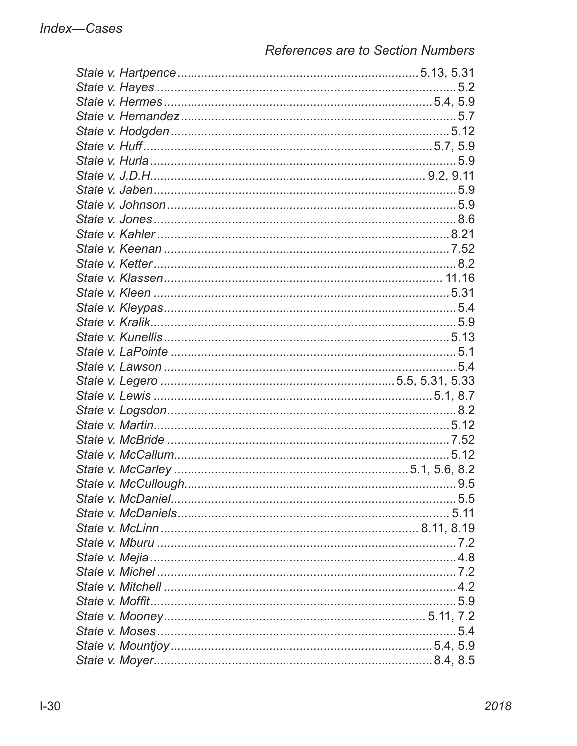*References are to Section Numbers*

*State v. Hartpence* ........ 5.13, 5.31
*State v. Hayes* ........ 5.2
*State v. Hermes* ........ 5.4, 5.9
*State v. Hernandez* ........ 5.7
*State v. Hodgden* ........ 5.12
*State v. Huff* ........ 5.7, 5.9
*State v. Hurla* ........ 5.9
*State v. J.D.H.* ........ 9.2, 9.11
*State v. Jaben* ........ 5.9
*State v. Johnson* ........ 5.9
*State v. Jones* ........ 8.6
*State v. Kahler* ........ 8.21
*State v. Keenan* ........ 7.52
*State v. Ketter* ........ 8.2
*State v. Klassen* ........ 11.16
*State v. Kleen* ........ 5.31
*State v. Kleypas* ........ 5.4
*State v. Kralik* ........ 5.9
*State v. Kunellis* ........ 5.13
*State v. LaPointe* ........ 5.1
*State v. Lawson* ........ 5.4
*State v. Legero* ........ 5.5, 5.31, 5.33
*State v. Lewis* ........ 5.1, 8.7
*State v. Logsdon* ........ 8.2
*State v. Martin* ........ 5.12
*State v. McBride* ........ 7.52
*State v. McCallum* ........ 5.12
*State v. McCarley* ........ 5.1, 5.6, 8.2
*State v. McCullough* ........ 9.5
*State v. McDaniel* ........ 5.5
*State v. McDaniels* ........ 5.11
*State v. McLinn* ........ 8.11, 8.19
*State v. Mburu* ........ 7.2
*State v. Mejia* ........ 4.8
*State v. Michel* ........ 7.2
*State v. Mitchell* ........ 4.2
*State v. Moffit* ........ 5.9
*State v. Mooney* ........ 5.11, 7.2
*State v. Moses* ........ 5.4
*State v. Mountjoy* ........ 5.4, 5.9
*State v. Moyer* ........ 8.4, 8.5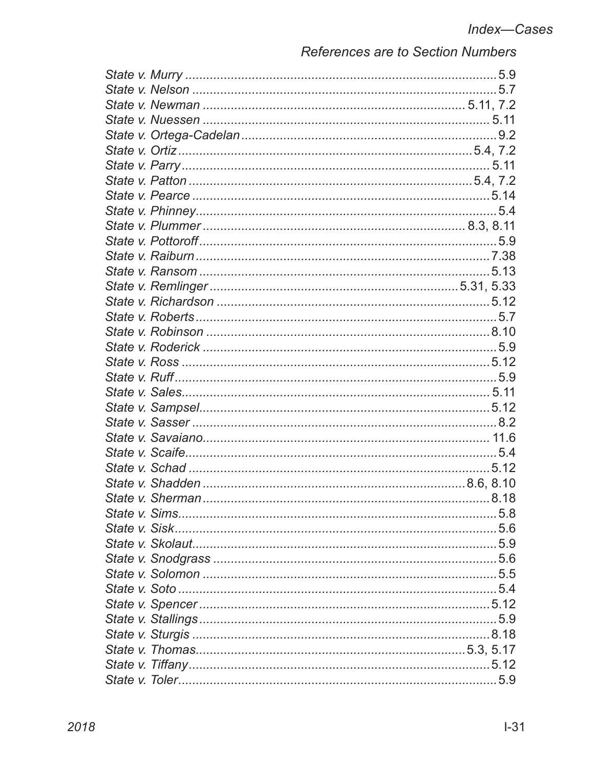References are to Section Numbers

*State v. Murry* ........................................................................................5.9
*State v. Nelson* .......................................................................................5.7
*State v. Newman* ........................................................................5.11, 7.2
*State v. Nuessen* ...................................................................................5.11
*State v. Ortega-Cadelan* .........................................................................9.2
*State v. Ortiz* ..........................................................................5.4, 7.2
*State v. Parry* .........................................................................................5.11
*State v. Patton* .......................................................................5.4, 7.2
*State v. Pearce* .......................................................................................5.14
*State v. Phinney* ......................................................................................5.4
*State v. Plummer* ..........................................................................8.3, 8.11
*State v. Pottoroff* .....................................................................................5.9
*State v. Raiburn* ......................................................................................7.38
*State v. Ransom* .....................................................................................5.13
*State v. Remlinger* .......................................................................5.31, 5.33
*State v. Richardson* ................................................................................5.12
*State v. Roberts* .......................................................................................5.7
*State v. Robinson* ...................................................................................8.10
*State v. Roderick* ......................................................................................5.9
*State v. Ross* ..........................................................................................5.12
*State v. Ruff* .............................................................................................5.9
*State v. Sales* .........................................................................................5.11
*State v. Sampsel* .....................................................................................5.12
*State v. Sasser* .........................................................................................8.2
*State v. Savaiano* ....................................................................................11.6
*State v. Scaife* ..........................................................................................5.4
*State v. Schad* ........................................................................................5.12
*State v. Shadden* ..........................................................................8.6, 8.10
*State v. Sherman* ....................................................................................8.18
*State v. Sims* ............................................................................................5.8
*State v. Sisk* .............................................................................................5.6
*State v. Skolaut* ........................................................................................5.9
*State v. Snodgrass* ...................................................................................5.6
*State v. Solomon* ......................................................................................5.5
*State v. Soto* .............................................................................................5.4
*State v. Spencer* .....................................................................................5.12
*State v. Stallings* .......................................................................................5.9
*State v. Sturgis* .......................................................................................8.18
*State v. Thomas* ...........................................................................5.3, 5.17
*State v. Tiffany* .......................................................................................5.12
*State v. Toler* ............................................................................................5.9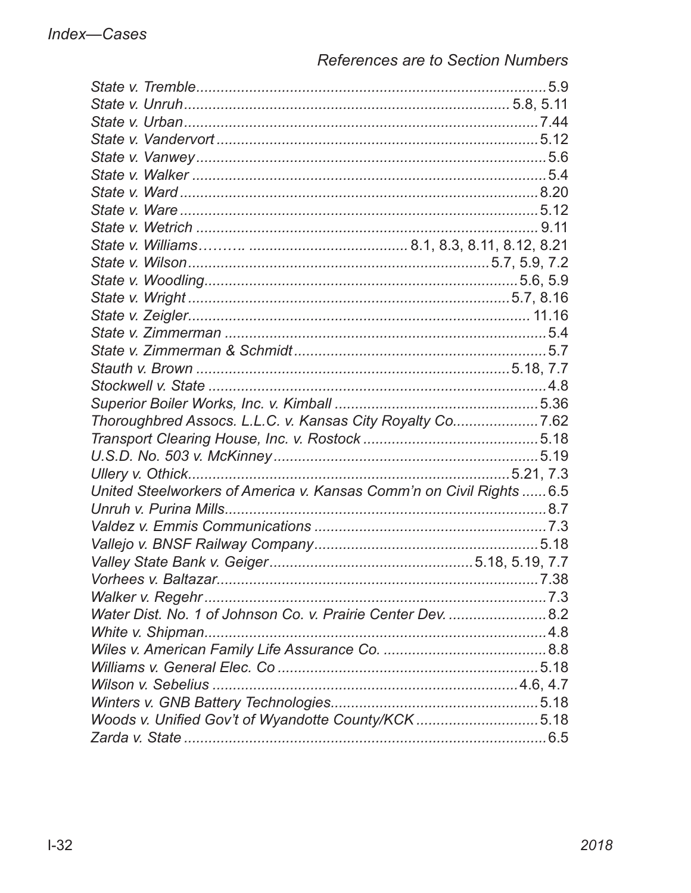*References are to Section Numbers*

*State v. Tremble* .......... 5.9
*State v. Unruh* .......... 5.8, 5.11
*State v. Urban* .......... 7.44
*State v. Vandervort* .......... 5.12
*State v. Vanwey* .......... 5.6
*State v. Walker* .......... 5.4
*State v. Ward* .......... 8.20
*State v. Ware* .......... 5.12
*State v. Wetrich* .......... 9.11
*State v. Williams* .......... 8.1, 8.3, 8.11, 8.12, 8.21
*State v. Wilson* .......... 5.7, 5.9, 7.2
*State v. Woodling* .......... 5.6, 5.9
*State v. Wright* .......... 5.7, 8.16
*State v. Zeigler* .......... 11.16
*State v. Zimmerman* .......... 5.4
*State v. Zimmerman & Schmidt* .......... 5.7
*Stauth v. Brown* .......... 5.18, 7.7
*Stockwell v. State* .......... 4.8
*Superior Boiler Works, Inc. v. Kimball* .......... 5.36
*Thoroughbred Assocs. L.L.C. v. Kansas City Royalty Co.* .......... 7.62
*Transport Clearing House, Inc. v. Rostock* .......... 5.18
*U.S.D. No. 503 v. McKinney* .......... 5.19
*Ullery v. Othick* .......... 5.21, 7.3
*United Steelworkers of America v. Kansas Comm'n on Civil Rights* .......... 6.5
*Unruh v. Purina Mills* .......... 8.7
*Valdez v. Emmis Communications* .......... 7.3
*Vallejo v. BNSF Railway Company* .......... 5.18
*Valley State Bank v. Geiger* .......... 5.18, 5.19, 7.7
*Vorhees v. Baltazar* .......... 7.38
*Walker v. Regehr* .......... 7.3
*Water Dist. No. 1 of Johnson Co. v. Prairie Center Dev.* .......... 8.2
*White v. Shipman* .......... 4.8
*Wiles v. American Family Life Assurance Co.* .......... 8.8
*Williams v. General Elec. Co* .......... 5.18
*Wilson v. Sebelius* .......... 4.6, 4.7
*Winters v. GNB Battery Technologies* .......... 5.18
*Woods v. Unified Gov't of Wyandotte County/KCK* .......... 5.18
*Zarda v. State* .......... 6.5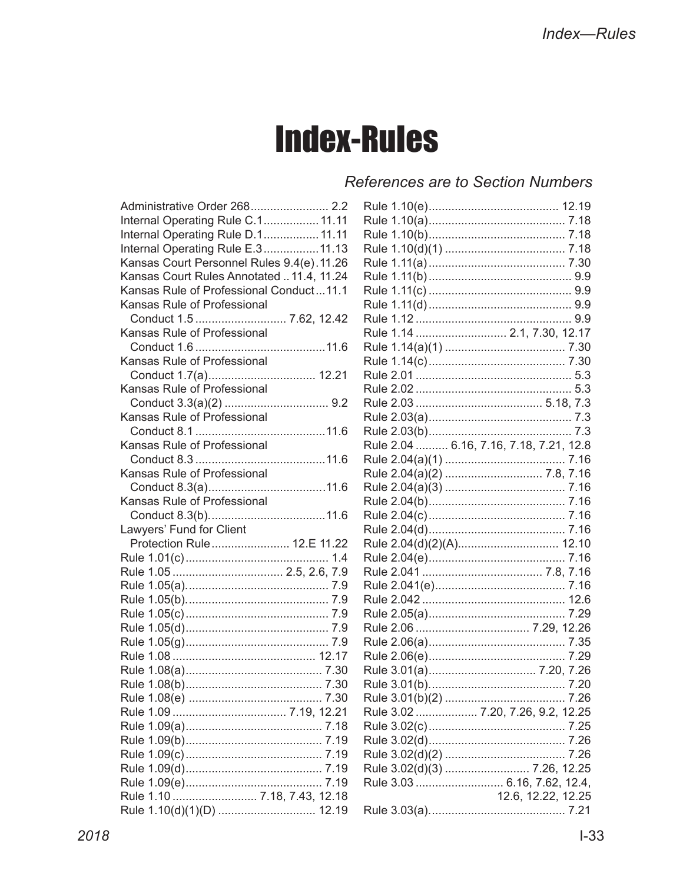# Index-Rules

*References are to Section Numbers*

Administrative Order 268 .......... 2.2
Internal Operating Rule C.1 .......... 11.11
Internal Operating Rule D.1 .......... 11.11
Internal Operating Rule E.3 .......... 11.13
Kansas Court Personnel Rules 9.4(e) .......... 11.26
Kansas Court Rules Annotated .. 11.4, 11.24
Kansas Rule of Professional Conduct ... 11.1
Kansas Rule of Professional Conduct 1.5 .......... 7.62, 12.42
Kansas Rule of Professional Conduct 1.6 .......... 11.6
Kansas Rule of Professional Conduct 1.7(a) .......... 12.21
Kansas Rule of Professional Conduct 3.3(a)(2) .......... 9.2
Kansas Rule of Professional Conduct 8.1 .......... 11.6
Kansas Rule of Professional Conduct 8.3 .......... 11.6
Kansas Rule of Professional Conduct 8.3(a) .......... 11.6
Kansas Rule of Professional Conduct 8.3(b) .......... 11.6
Lawyers' Fund for Client Protection Rule .......... 12.E 11.22
Rule 1.01(c) .......... 1.4
Rule 1.05 .......... 2.5, 2.6, 7.9
Rule 1.05(a) .......... 7.9
Rule 1.05(b) .......... 7.9
Rule 1.05(c) .......... 7.9
Rule 1.05(d) .......... 7.9
Rule 1.05(g) .......... 7.9
Rule 1.08 .......... 12.17
Rule 1.08(a) .......... 7.30
Rule 1.08(b) .......... 7.30
Rule 1.08(e) .......... 7.30
Rule 1.09 .......... 7.19, 12.21
Rule 1.09(a) .......... 7.18
Rule 1.09(b) .......... 7.19
Rule 1.09(c) .......... 7.19
Rule 1.09(d) .......... 7.19
Rule 1.09(e) .......... 7.19
Rule 1.10 .......... 7.18, 7.43, 12.18
Rule 1.10(d)(1)(D) .......... 12.19
Rule 1.10(e) .......... 12.19
Rule 1.10(a) .......... 7.18
Rule 1.10(b) .......... 7.18
Rule 1.10(d)(1) .......... 7.18
Rule 1.11(a) .......... 7.30
Rule 1.11(b) .......... 9.9
Rule 1.11(c) .......... 9.9
Rule 1.11(d) .......... 9.9
Rule 1.12 .......... 9.9
Rule 1.14 .......... 2.1, 7.30, 12.17
Rule 1.14(a)(1) .......... 7.30
Rule 1.14(c) .......... 7.30
Rule 2.01 .......... 5.3
Rule 2.02 .......... 5.3
Rule 2.03 .......... 5.18, 7.3
Rule 2.03(a) .......... 7.3
Rule 2.03(b) .......... 7.3
Rule 2.04 .......... 6.16, 7.16, 7.18, 7.21, 12.8
Rule 2.04(a)(1) .......... 7.16
Rule 2.04(a)(2) .......... 7.8, 7.16
Rule 2.04(a)(3) .......... 7.16
Rule 2.04(b) .......... 7.16
Rule 2.04(c) .......... 7.16
Rule 2.04(d) .......... 7.16
Rule 2.04(d)(2)(A) .......... 12.10
Rule 2.04(e) .......... 7.16
Rule 2.041 .......... 7.8, 7.16
Rule 2.041(e) .......... 7.16
Rule 2.042 .......... 12.6
Rule 2.05(a) .......... 7.29
Rule 2.06 .......... 7.29, 12.26
Rule 2.06(a) .......... 7.35
Rule 2.06(e) .......... 7.29
Rule 3.01(a) .......... 7.20, 7.26
Rule 3.01(b) .......... 7.20
Rule 3.01(b)(2) .......... 7.26
Rule 3.02 .......... 7.20, 7.26, 9.2, 12.25
Rule 3.02(c) .......... 7.25
Rule 3.02(d) .......... 7.26
Rule 3.02(d)(2) .......... 7.26
Rule 3.02(d)(3) .......... 7.26, 12.25
Rule 3.03 .......... 6.16, 7.62, 12.4, 12.6, 12.22, 12.25
Rule 3.03(a) .......... 7.21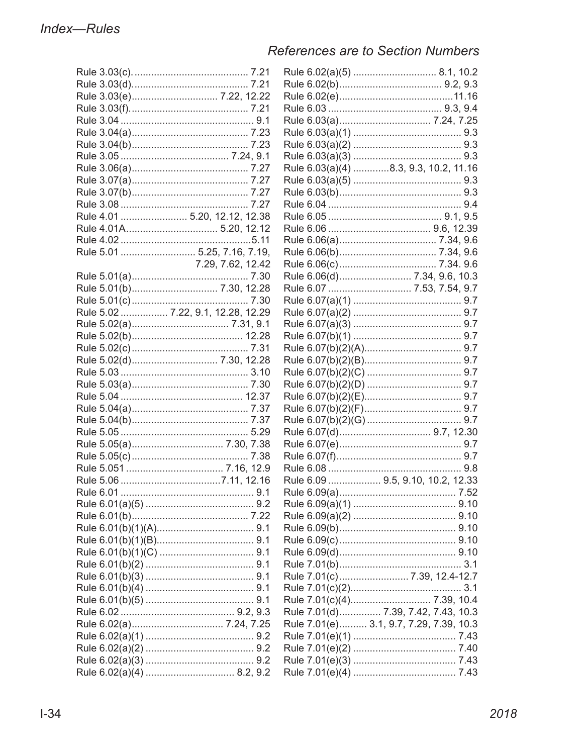## Index—Rules

*References are to Section Numbers*

Rule 3.03(c) .......... 7.21
Rule 3.03(d) .......... 7.21
Rule 3.03(e) .......... 7.22, 12.22
Rule 3.03(f) .......... 7.21
Rule 3.04 .......... 9.1
Rule 3.04(a) .......... 7.23
Rule 3.04(b) .......... 7.23
Rule 3.05 .......... 7.24, 9.1
Rule 3.06(a) .......... 7.27
Rule 3.07(a) .......... 7.27
Rule 3.07(b) .......... 7.27
Rule 3.08 .......... 7.27
Rule 4.01 .......... 5.20, 12.12, 12.38
Rule 4.01A .......... 5.20, 12.12
Rule 4.02 .......... 5.11
Rule 5.01 .......... 5.25, 7.16, 7.19, 7.29, 7.62, 12.42
Rule 5.01(a) .......... 7.30
Rule 5.01(b) .......... 7.30, 12.28
Rule 5.01(c) .......... 7.30
Rule 5.02 .......... 7.22, 9.1, 12.28, 12.29
Rule 5.02(a) .......... 7.31, 9.1
Rule 5.02(b) .......... 12.28
Rule 5.02(c) .......... 7.31
Rule 5.02(d) .......... 7.30, 12.28
Rule 5.03 .......... 3.10
Rule 5.03(a) .......... 7.30
Rule 5.04 .......... 12.37
Rule 5.04(a) .......... 7.37
Rule 5.04(b) .......... 7.37
Rule 5.05 .......... 5.29
Rule 5.05(a) .......... 7.30, 7.38
Rule 5.05(c) .......... 7.38
Rule 5.051 .......... 7.16, 12.9
Rule 5.06 .......... 7.11, 12.16
Rule 6.01 .......... 9.1
Rule 6.01(a)(5) .......... 9.2
Rule 6.01(b) .......... 7.22
Rule 6.01(b)(1)(A) .......... 9.1
Rule 6.01(b)(1)(B) .......... 9.1
Rule 6.01(b)(1)(C) .......... 9.1
Rule 6.01(b)(2) .......... 9.1
Rule 6.01(b)(3) .......... 9.1
Rule 6.01(b)(4) .......... 9.1
Rule 6.01(b)(5) .......... 9.1
Rule 6.02 .......... 9.2, 9.3
Rule 6.02(a) .......... 7.24, 7.25
Rule 6.02(a)(1) .......... 9.2
Rule 6.02(a)(2) .......... 9.2
Rule 6.02(a)(3) .......... 9.2
Rule 6.02(a)(4) .......... 8.2, 9.2
Rule 6.02(a)(5) .......... 8.1, 10.2
Rule 6.02(b) .......... 9.2, 9.3
Rule 6.02(e) .......... 11.16
Rule 6.03 .......... 9.3, 9.4
Rule 6.03(a) .......... 7.24, 7.25
Rule 6.03(a)(1) .......... 9.3
Rule 6.03(a)(2) .......... 9.3
Rule 6.03(a)(3) .......... 9.3
Rule 6.03(a)(4) .......... 8.3, 9.3, 10.2, 11.16
Rule 6.03(a)(5) .......... 9.3
Rule 6.03(b) .......... 9.3
Rule 6.04 .......... 9.4
Rule 6.05 .......... 9.1, 9.5
Rule 6.06 .......... 9.6, 12.39
Rule 6.06(a) .......... 7.34, 9.6
Rule 6.06(b) .......... 7.34, 9.6
Rule 6.06(c) .......... 7.34. 9.6
Rule 6.06(d) .......... 7.34, 9.6, 10.3
Rule 6.07 .......... 7.53, 7.54, 9.7
Rule 6.07(a)(1) .......... 9.7
Rule 6.07(a)(2) .......... 9.7
Rule 6.07(a)(3) .......... 9.7
Rule 6.07(b)(1) .......... 9.7
Rule 6.07(b)(2)(A) .......... 9.7
Rule 6.07(b)(2)(B) .......... 9.7
Rule 6.07(b)(2)(C) .......... 9.7
Rule 6.07(b)(2)(D) .......... 9.7
Rule 6.07(b)(2)(E) .......... 9.7
Rule 6.07(b)(2)(F) .......... 9.7
Rule 6.07(b)(2)(G) .......... 9.7
Rule 6.07(d) .......... 9.7, 12.30
Rule 6.07(e) .......... 9.7
Rule 6.07(f) .......... 9.7
Rule 6.08 .......... 9.8
Rule 6.09 .......... 9.5, 9.10, 10.2, 12.33
Rule 6.09(a) .......... 7.52
Rule 6.09(a)(1) .......... 9.10
Rule 6.09(a)(2) .......... 9.10
Rule 6.09(b) .......... 9.10
Rule 6.09(c) .......... 9.10
Rule 6.09(d) .......... 9.10
Rule 7.01(b) .......... 3.1
Rule 7.01(c) .......... 7.39, 12.4-12.7
Rule 7.01(c)(2) .......... 3.1
Rule 7.01(c)(4) .......... 7.39, 10.4
Rule 7.01(d) .......... 7.39, 7.42, 7.43, 10.3
Rule 7.01(e) .......... 3.1, 9.7, 7.29, 7.39, 10.3
Rule 7.01(e)(1) .......... 7.43
Rule 7.01(e)(2) .......... 7.40
Rule 7.01(e)(3) .......... 7.43
Rule 7.01(e)(4) .......... 7.43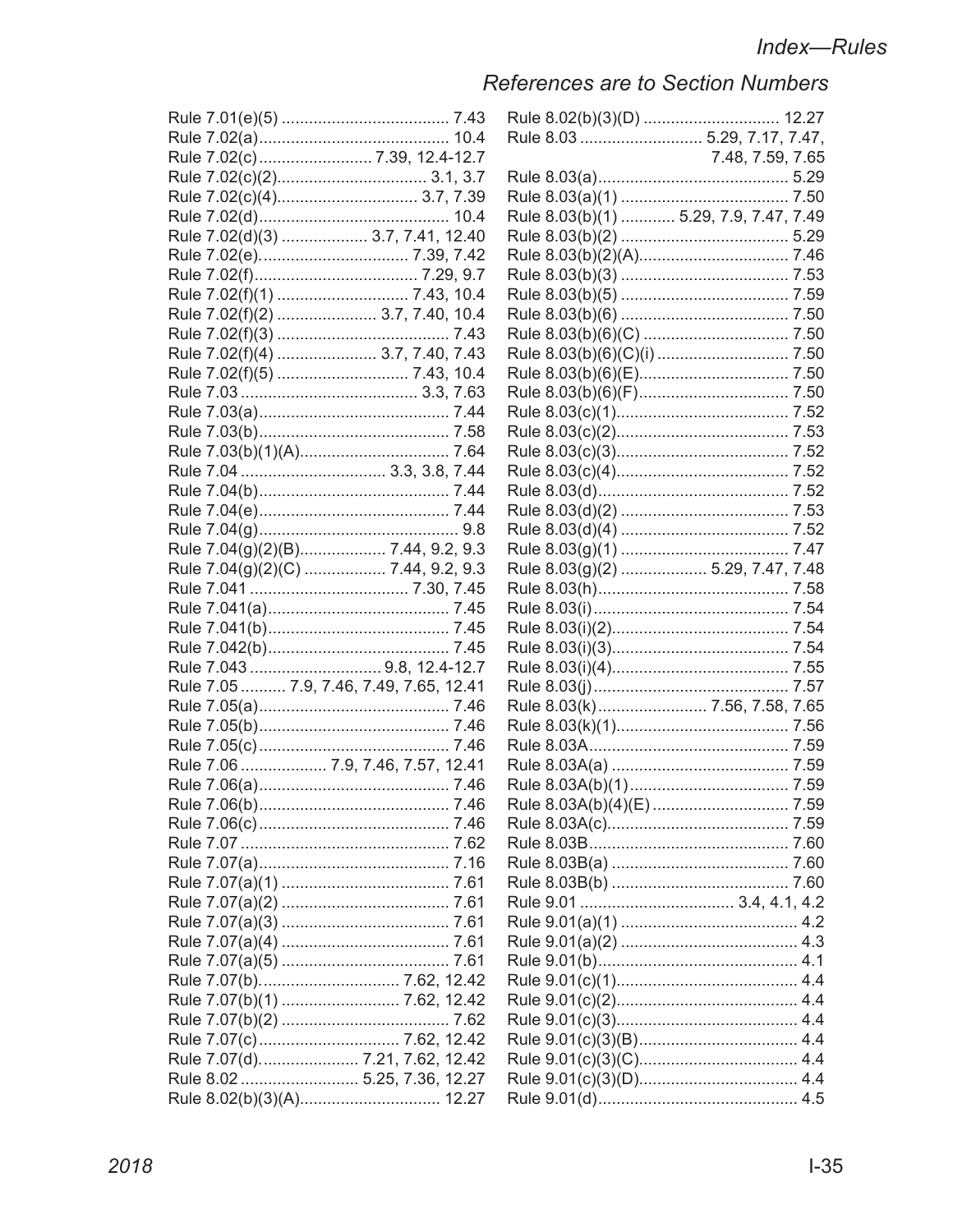# Index—Rules

## References are to Section Numbers

Rule 7.01(e)(5) .................................... 7.43
Rule 7.02(a)........................................ 10.4
Rule 7.02(c)........................ 7.39, 12.4-12.7
Rule 7.02(c)(2)................................ 3.1, 3.7
Rule 7.02(c)(4).............................. 3.7, 7.39
Rule 7.02(d)........................................ 10.4
Rule 7.02(d)(3) .................. 3.7, 7.41, 12.40
Rule 7.02(e)................................ 7.39, 7.42
Rule 7.02(f).................................. 7.29, 9.7
Rule 7.02(f)(1) ............................ 7.43, 10.4
Rule 7.02(f)(2) ..................... 3.7, 7.40, 10.4
Rule 7.02(f)(3) .................................... 7.43
Rule 7.02(f)(4) ..................... 3.7, 7.40, 7.43
Rule 7.02(f)(5) ............................ 7.43, 10.4
Rule 7.03 ...................................... 3.3, 7.63
Rule 7.03(a)........................................ 7.44
Rule 7.03(b)........................................ 7.58
Rule 7.03(b)(1)(A)................................ 7.64
Rule 7.04 ............................... 3.3, 3.8, 7.44
Rule 7.04(b)........................................ 7.44
Rule 7.04(e)........................................ 7.44
Rule 7.04(g).......................................... 9.8
Rule 7.04(g)(2)(B).................. 7.44, 9.2, 9.3
Rule 7.04(g)(2)(C) ................. 7.44, 9.2, 9.3
Rule 7.041 .................................. 7.30, 7.45
Rule 7.041(a)...................................... 7.45
Rule 7.041(b)...................................... 7.45
Rule 7.042(b)...................................... 7.45
Rule 7.043 ............................ 9.8, 12.4-12.7
Rule 7.05 .......... 7.9, 7.46, 7.49, 7.65, 12.41
Rule 7.05(a)........................................ 7.46
Rule 7.05(b)........................................ 7.46
Rule 7.05(c)........................................ 7.46
Rule 7.06 .................. 7.9, 7.46, 7.57, 12.41
Rule 7.06(a)........................................ 7.46
Rule 7.06(b)........................................ 7.46
Rule 7.06(c)........................................ 7.46
Rule 7.07 ............................................ 7.62
Rule 7.07(a)........................................ 7.16
Rule 7.07(a)(1) .................................... 7.61
Rule 7.07(a)(2) .................................... 7.61
Rule 7.07(a)(3) .................................... 7.61
Rule 7.07(a)(4) .................................... 7.61
Rule 7.07(a)(5) .................................... 7.61
Rule 7.07(b).............................. 7.62, 12.42
Rule 7.07(b)(1) ......................... 7.62, 12.42
Rule 7.07(b)(2) .................................... 7.62
Rule 7.07(c).............................. 7.62, 12.42
Rule 7.07(d)..................... 7.21, 7.62, 12.42
Rule 8.02 .......................... 5.25, 7.36, 12.27
Rule 8.02(b)(3)(A).............................. 12.27
Rule 8.02(b)(3)(D) .............................. 12.27
Rule 8.03 .......................... 5.29, 7.17, 7.47, 7.48, 7.59, 7.65
Rule 8.03(a)........................................ 5.29
Rule 8.03(a)(1) .................................... 7.50
Rule 8.03(b)(1) ........... 5.29, 7.9, 7.47, 7.49
Rule 8.03(b)(2) .................................... 5.29
Rule 8.03(b)(2)(A)................................ 7.46
Rule 8.03(b)(3) .................................... 7.53
Rule 8.03(b)(5) .................................... 7.59
Rule 8.03(b)(6) .................................... 7.50
Rule 8.03(b)(6)(C) ............................... 7.50
Rule 8.03(b)(6)(C)(i) ............................ 7.50
Rule 8.03(b)(6)(E)................................ 7.50
Rule 8.03(b)(6)(F)................................ 7.50
Rule 8.03(c)(1)..................................... 7.52
Rule 8.03(c)(2)..................................... 7.53
Rule 8.03(c)(3)..................................... 7.52
Rule 8.03(c)(4)..................................... 7.52
Rule 8.03(d)........................................ 7.52
Rule 8.03(d)(2) .................................... 7.53
Rule 8.03(d)(4) .................................... 7.52
Rule 8.03(g)(1) .................................... 7.47
Rule 8.03(g)(2) .................. 5.29, 7.47, 7.48
Rule 8.03(h)........................................ 7.58
Rule 8.03(i).......................................... 7.54
Rule 8.03(i)(2)...................................... 7.54
Rule 8.03(i)(3)...................................... 7.54
Rule 8.03(i)(4)...................................... 7.55
Rule 8.03(j).......................................... 7.57
Rule 8.03(k)....................... 7.56, 7.58, 7.65
Rule 8.03(k)(1)..................................... 7.56
Rule 8.03A.......................................... 7.59
Rule 8.03A(a) ...................................... 7.59
Rule 8.03A(b)(1).................................. 7.59
Rule 8.03A(b)(4)(E) ............................. 7.59
Rule 8.03A(c)....................................... 7.59
Rule 8.03B.......................................... 7.60
Rule 8.03B(a) ...................................... 7.60
Rule 8.03B(b) ...................................... 7.60
Rule 9.01 ................................ 3.4, 4.1, 4.2
Rule 9.01(a)(1) ...................................... 4.2
Rule 9.01(a)(2) ...................................... 4.3
Rule 9.01(b)........................................... 4.1
Rule 9.01(c)(1)....................................... 4.4
Rule 9.01(c)(2)....................................... 4.4
Rule 9.01(c)(3)....................................... 4.4
Rule 9.01(c)(3)(B).................................. 4.4
Rule 9.01(c)(3)(C).................................. 4.4
Rule 9.01(c)(3)(D).................................. 4.4
Rule 9.01(d)........................................... 4.5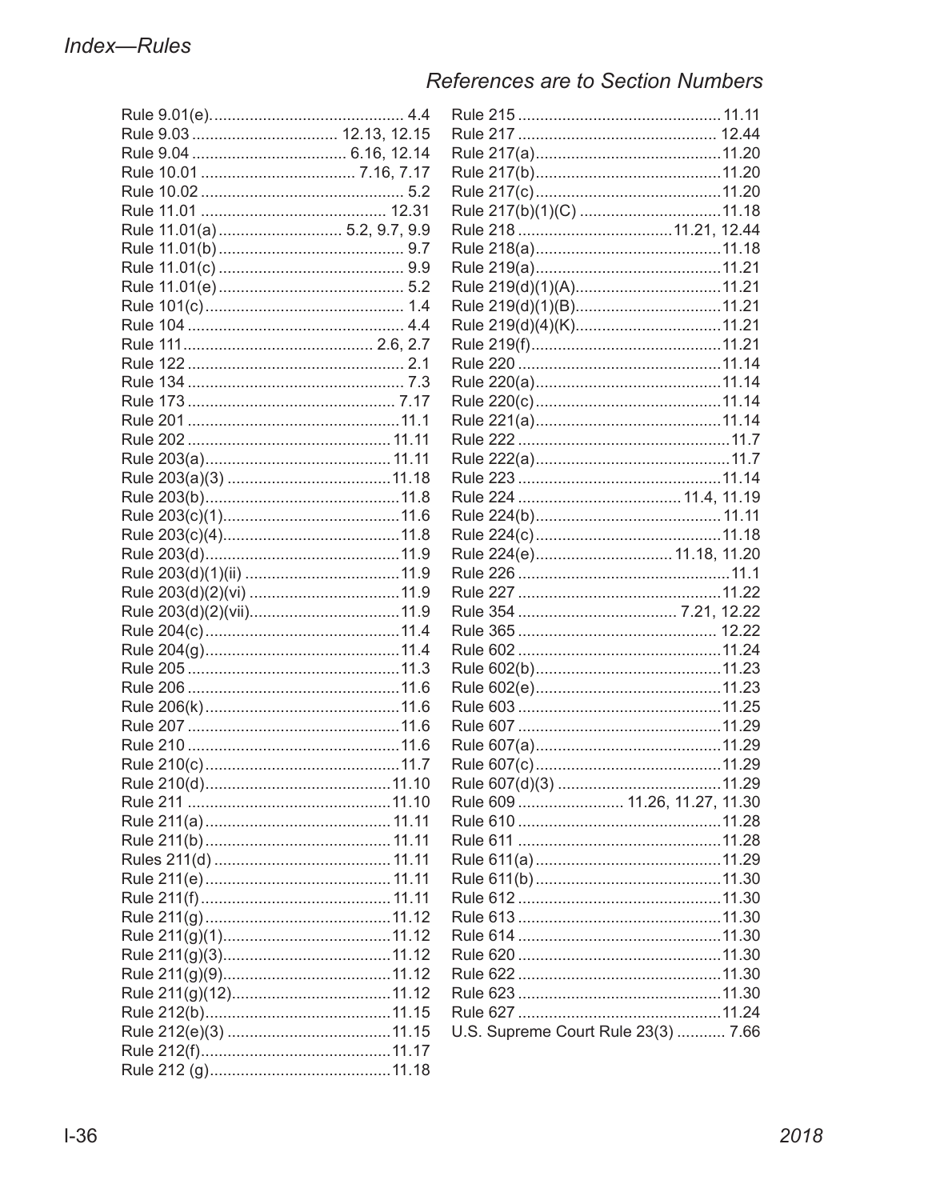# Index—Rules

*References are to Section Numbers*

Rule 9.01(e). .... 4.4
Rule 9.03 .... 12.13, 12.15
Rule 9.04 .... 6.16, 12.14
Rule 10.01 .... 7.16, 7.17
Rule 10.02 .... 5.2
Rule 11.01 .... 12.31
Rule 11.01(a) .... 5.2, 9.7, 9.9
Rule 11.01(b) .... 9.7
Rule 11.01(c) .... 9.9
Rule 11.01(e) .... 5.2
Rule 101(c) .... 1.4
Rule 104 .... 4.4
Rule 111 .... 2.6, 2.7
Rule 122 .... 2.1
Rule 134 .... 7.3
Rule 173 .... 7.17
Rule 201 .... 11.1
Rule 202 .... 11.11
Rule 203(a) .... 11.11
Rule 203(a)(3) .... 11.18
Rule 203(b) .... 11.8
Rule 203(c)(1) .... 11.6
Rule 203(c)(4) .... 11.8
Rule 203(d) .... 11.9
Rule 203(d)(1)(ii) .... 11.9
Rule 203(d)(2)(vi) .... 11.9
Rule 203(d)(2)(vii) .... 11.9
Rule 204(c) .... 11.4
Rule 204(g) .... 11.4
Rule 205 .... 11.3
Rule 206 .... 11.6
Rule 206(k) .... 11.6
Rule 207 .... 11.6
Rule 210 .... 11.6
Rule 210(c) .... 11.7
Rule 210(d) .... 11.10
Rule 211 .... 11.10
Rule 211(a) .... 11.11
Rule 211(b) .... 11.11
Rules 211(d) .... 11.11
Rule 211(e) .... 11.11
Rule 211(f) .... 11.11
Rule 211(g) .... 11.12
Rule 211(g)(1) .... 11.12
Rule 211(g)(3) .... 11.12
Rule 211(g)(9) .... 11.12
Rule 211(g)(12) .... 11.12
Rule 212(b) .... 11.15
Rule 212(e)(3) .... 11.15
Rule 212(f) .... 11.17
Rule 212 (g) .... 11.18
Rule 215 .... 11.11
Rule 217 .... 12.44
Rule 217(a) .... 11.20
Rule 217(b) .... 11.20
Rule 217(c) .... 11.20
Rule 217(b)(1)(C) .... 11.18
Rule 218 .... 11.21, 12.44
Rule 218(a) .... 11.18
Rule 219(a) .... 11.21
Rule 219(d)(1)(A) .... 11.21
Rule 219(d)(1)(B) .... 11.21
Rule 219(d)(4)(K) .... 11.21
Rule 219(f) .... 11.21
Rule 220 .... 11.14
Rule 220(a) .... 11.14
Rule 220(c) .... 11.14
Rule 221(a) .... 11.14
Rule 222 .... 11.7
Rule 222(a) .... 11.7
Rule 223 .... 11.14
Rule 224 .... 11.4, 11.19
Rule 224(b) .... 11.11
Rule 224(c) .... 11.18
Rule 224(e) .... 11.18, 11.20
Rule 226 .... 11.1
Rule 227 .... 11.22
Rule 354 .... 7.21, 12.22
Rule 365 .... 12.22
Rule 602 .... 11.24
Rule 602(b) .... 11.23
Rule 602(e) .... 11.23
Rule 603 .... 11.25
Rule 607 .... 11.29
Rule 607(a) .... 11.29
Rule 607(c) .... 11.29
Rule 607(d)(3) .... 11.29
Rule 609 .... 11.26, 11.27, 11.30
Rule 610 .... 11.28
Rule 611 .... 11.28
Rule 611(a) .... 11.29
Rule 611(b) .... 11.30
Rule 612 .... 11.30
Rule 613 .... 11.30
Rule 614 .... 11.30
Rule 620 .... 11.30
Rule 622 .... 11.30
Rule 623 .... 11.30
Rule 627 .... 11.24
U.S. Supreme Court Rule 23(3) .... 7.66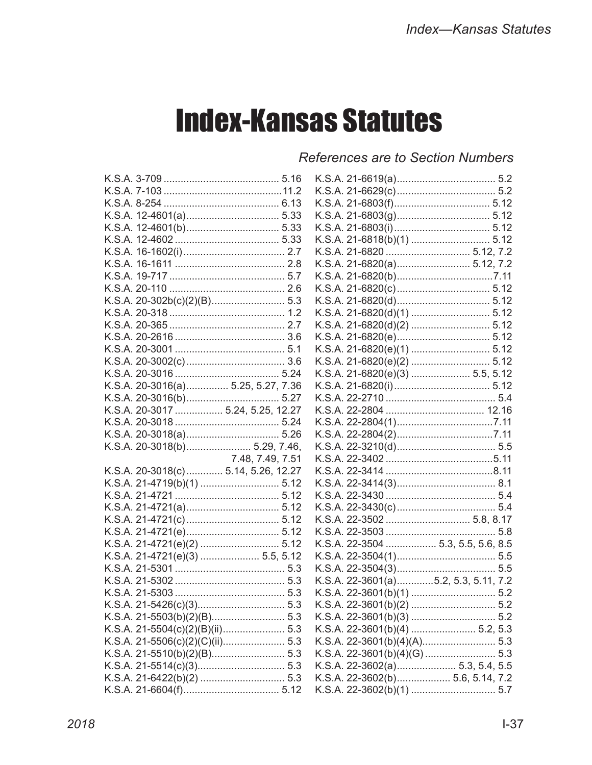# Index-Kansas Statutes

*References are to Section Numbers*

K.S.A. 3-709 .......................................... 5.16
K.S.A. 7-103 ..........................................11.2
K.S.A. 8-254 .......................................... 6.13
K.S.A. 12-4601(a)................................. 5.33
K.S.A. 12-4601(b)................................. 5.33
K.S.A. 12-4602 ..................................... 5.33
K.S.A. 16-1602(i) .................................... 2.7
K.S.A. 16-1611 ....................................... 2.8
K.S.A. 19-717 ......................................... 5.7
K.S.A. 20-110 ......................................... 2.6
K.S.A. 20-302b(c)(2)(B).......................... 5.3
K.S.A. 20-318 ......................................... 1.2
K.S.A. 20-365 ......................................... 2.7
K.S.A. 20-2616 ....................................... 3.6
K.S.A. 20-3001 ....................................... 5.1
K.S.A. 20-3002(c) ................................... 3.6
K.S.A. 20-3016 ..................................... 5.24
K.S.A. 20-3016(a).............. 5.25, 5.27, 7.36
K.S.A. 20-3016(b)................................. 5.27
K.S.A. 20-3017 ................ 5.24, 5.25, 12.27
K.S.A. 20-3018 ..................................... 5.24
K.S.A. 20-3018(a)................................. 5.26
K.S.A. 20-3018(b)...................... 5.29, 7.46, 7.48, 7.49, 7.51
K.S.A. 20-3018(c)............. 5.14, 5.26, 12.27
K.S.A. 21-4719(b)(1) ............................ 5.12
K.S.A. 21-4721 ..................................... 5.12
K.S.A. 21-4721(a)................................. 5.12
K.S.A. 21-4721(c)................................. 5.12
K.S.A. 21-4721(e)................................. 5.12
K.S.A. 21-4721(e)(2) ............................ 5.12
K.S.A. 21-4721(e)(3) ..................... 5.5, 5.12
K.S.A. 21-5301 ....................................... 5.3
K.S.A. 21-5302 ....................................... 5.3
K.S.A. 21-5303 ....................................... 5.3
K.S.A. 21-5426(c)(3)............................... 5.3
K.S.A. 21-5503(b)(2)(B).......................... 5.3
K.S.A. 21-5504(c)(2)(B)(ii)....................... 5.3
K.S.A. 21-5506(c)(2)(C)(ii)...................... 5.3
K.S.A. 21-5510(b)(2)(B).......................... 5.3
K.S.A. 21-5514(c)(3)............................... 5.3
K.S.A. 21-6422(b)(2) .............................. 5.3
K.S.A. 21-6604(f).................................. 5.12
K.S.A. 21-6619(a)................................... 5.2
K.S.A. 21-6629(c)................................... 5.2
K.S.A. 21-6803(f).................................. 5.12
K.S.A. 21-6803(g)................................. 5.12
K.S.A. 21-6803(i).................................. 5.12
K.S.A. 21-6818(b)(1) ............................ 5.12
K.S.A. 21-6820 .............................. 5.12, 7.2
K.S.A. 21-6820(a).......................... 5.12, 7.2
K.S.A. 21-6820(b)..................................7.11
K.S.A. 21-6820(c) ................................. 5.12
K.S.A. 21-6820(d)................................. 5.12
K.S.A. 21-6820(d)(1) ............................ 5.12
K.S.A. 21-6820(d)(2) ............................ 5.12
K.S.A. 21-6820(e)................................. 5.12
K.S.A. 21-6820(e)(1) ............................ 5.12
K.S.A. 21-6820(e)(2) ............................ 5.12
K.S.A. 21-6820(e)(3) ..................... 5.5, 5.12
K.S.A. 21-6820(i).................................. 5.12
K.S.A. 22-2710 ....................................... 5.4
K.S.A. 22-2804 .................................... 12.16
K.S.A. 22-2804(1)..................................7.11
K.S.A. 22-2804(2)..................................7.11
K.S.A. 22-3210(d)................................... 5.5
K.S.A. 22-3402 .......................................5.11
K.S.A. 22-3414 .......................................8.11
K.S.A. 22-3414(3)................................... 8.1
K.S.A. 22-3430 ....................................... 5.4
K.S.A. 22-3430(c)................................... 5.4
K.S.A. 22-3502 .............................. 5.8, 8.17
K.S.A. 22-3503 ....................................... 5.8
K.S.A. 22-3504 .................. 5.3, 5.5, 5.6, 8.5
K.S.A. 22-3504(1)................................... 5.5
K.S.A. 22-3504(3)................................... 5.5
K.S.A. 22-3601(a).............5.2, 5.3, 5.11, 7.2
K.S.A. 22-3601(b)(1) .............................. 5.2
K.S.A. 22-3601(b)(2) .............................. 5.2
K.S.A. 22-3601(b)(3) .............................. 5.2
K.S.A. 22-3601(b)(4) ....................... 5.2, 5.3
K.S.A. 22-3601(b)(4)(A).......................... 5.3
K.S.A. 22-3601(b)(4)(G) ......................... 5.3
K.S.A. 22-3602(a)..................... 5.3, 5.4, 5.5
K.S.A. 22-3602(b)................... 5.6, 5.14, 7.2
K.S.A. 22-3602(b)(1) .............................. 5.7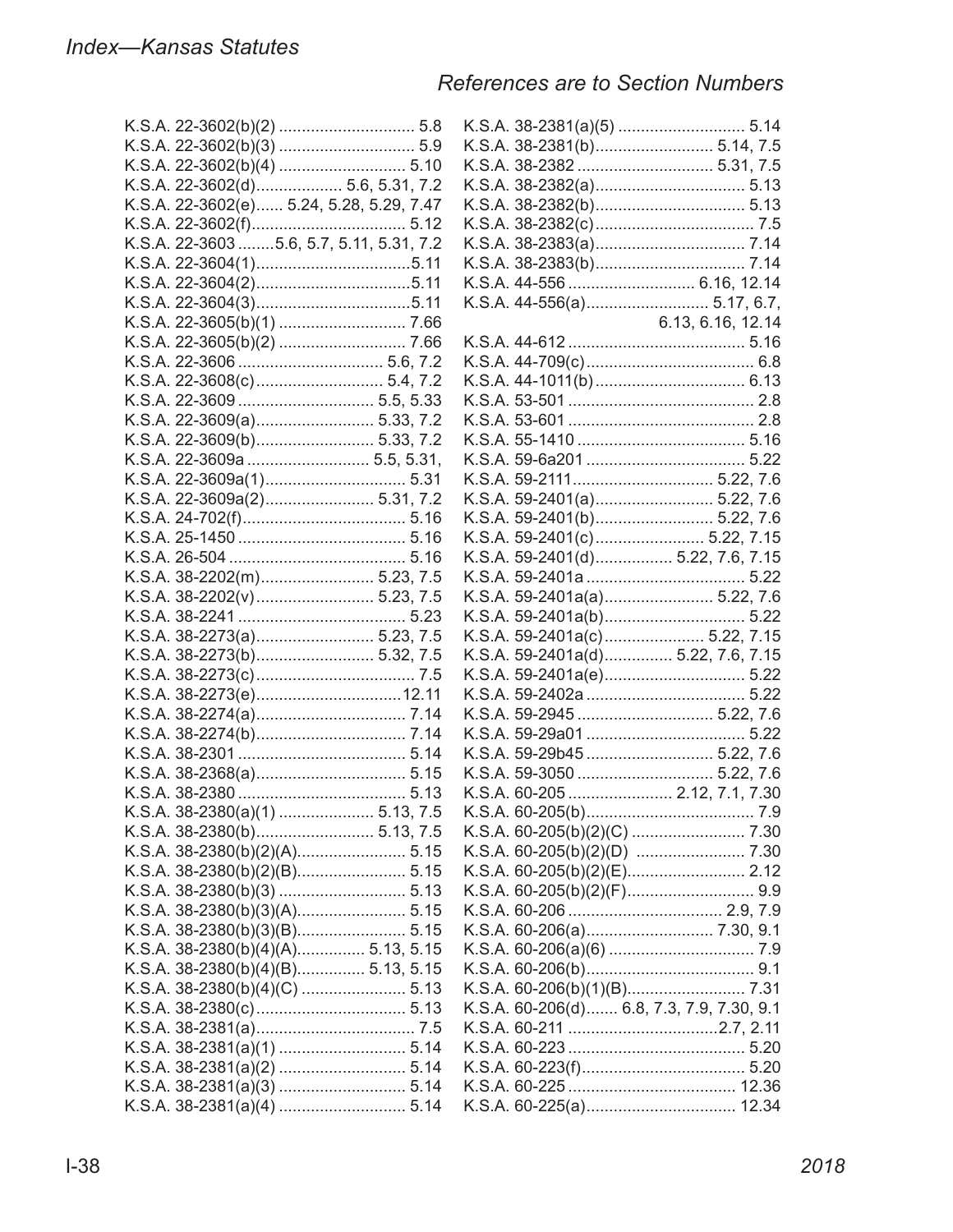K.S.A. 22-3602(b)(2) .............................. 5.8
K.S.A. 22-3602(b)(3) .............................. 5.9
K.S.A. 22-3602(b)(4) ............................ 5.10
K.S.A. 22-3602(d)................... 5.6, 5.31, 7.2
K.S.A. 22-3602(e)...... 5.24, 5.28, 5.29, 7.47
K.S.A. 22-3602(f).................................. 5.12
K.S.A. 22-3603 ........5.6, 5.7, 5.11, 5.31, 7.2
K.S.A. 22-3604(1)..................................5.11
K.S.A. 22-3604(2)..................................5.11
K.S.A. 22-3604(3)..................................5.11
K.S.A. 22-3605(b)(1) ............................ 7.66
K.S.A. 22-3605(b)(2) ............................ 7.66
K.S.A. 22-3606 ................................ 5.6, 7.2
K.S.A. 22-3608(c)............................ 5.4, 7.2
K.S.A. 22-3609 .............................. 5.5, 5.33
K.S.A. 22-3609(a).......................... 5.33, 7.2
K.S.A. 22-3609(b).......................... 5.33, 7.2
K.S.A. 22-3609a ........................... 5.5, 5.31,
K.S.A. 22-3609a(1)............................... 5.31
K.S.A. 22-3609a(2)........................ 5.31, 7.2
K.S.A. 24-702(f).................................... 5.16
K.S.A. 25-1450 ..................................... 5.16
K.S.A. 26-504 ....................................... 5.16
K.S.A. 38-2202(m)......................... 5.23, 7.5
K.S.A. 38-2202(v).......................... 5.23, 7.5
K.S.A. 38-2241 ..................................... 5.23
K.S.A. 38-2273(a).......................... 5.23, 7.5
K.S.A. 38-2273(b).......................... 5.32, 7.5
K.S.A. 38-2273(c)................................... 7.5
K.S.A. 38-2273(e)................................12.11
K.S.A. 38-2274(a)................................. 7.14
K.S.A. 38-2274(b)................................. 7.14
K.S.A. 38-2301 ..................................... 5.14
K.S.A. 38-2368(a)................................. 5.15
K.S.A. 38-2380 ..................................... 5.13
K.S.A. 38-2380(a)(1) ..................... 5.13, 7.5
K.S.A. 38-2380(b).......................... 5.13, 7.5
K.S.A. 38-2380(b)(2)(A)........................ 5.15
K.S.A. 38-2380(b)(2)(B)........................ 5.15
K.S.A. 38-2380(b)(3) ............................ 5.13
K.S.A. 38-2380(b)(3)(A)........................ 5.15
K.S.A. 38-2380(b)(3)(B)........................ 5.15
K.S.A. 38-2380(b)(4)(A)............... 5.13, 5.15
K.S.A. 38-2380(b)(4)(B)............... 5.13, 5.15
K.S.A. 38-2380(b)(4)(C) ....................... 5.13
K.S.A. 38-2380(c)................................. 5.13
K.S.A. 38-2381(a)................................... 7.5
K.S.A. 38-2381(a)(1) ............................ 5.14
K.S.A. 38-2381(a)(2) ............................ 5.14
K.S.A. 38-2381(a)(3) ............................ 5.14
K.S.A. 38-2381(a)(4) ............................ 5.14
K.S.A. 38-2381(a)(5) ............................ 5.14
K.S.A. 38-2381(b).......................... 5.14, 7.5
K.S.A. 38-2382 .............................. 5.31, 7.5
K.S.A. 38-2382(a)................................. 5.13
K.S.A. 38-2382(b)................................. 5.13
K.S.A. 38-2382(c)................................... 7.5
K.S.A. 38-2383(a)................................. 7.14
K.S.A. 38-2383(b)................................. 7.14
K.S.A. 44-556 ............................ 6.16, 12.14
K.S.A. 44-556(a)........................... 5.17, 6.7, 6.13, 6.16, 12.14
K.S.A. 44-612 ....................................... 5.16
K.S.A. 44-709(c)..................................... 6.8
K.S.A. 44-1011(b) ................................. 6.13
K.S.A. 53-501 ......................................... 2.8
K.S.A. 53-601 ......................................... 2.8
K.S.A. 55-1410 ..................................... 5.16
K.S.A. 59-6a201 ................................... 5.22
K.S.A. 59-2111............................... 5.22, 7.6
K.S.A. 59-2401(a).......................... 5.22, 7.6
K.S.A. 59-2401(b).......................... 5.22, 7.6
K.S.A. 59-2401(c)........................ 5.22, 7.15
K.S.A. 59-2401(d)................. 5.22, 7.6, 7.15
K.S.A. 59-2401a ................................... 5.22
K.S.A. 59-2401a(a)........................ 5.22, 7.6
K.S.A. 59-2401a(b)............................... 5.22
K.S.A. 59-2401a(c)...................... 5.22, 7.15
K.S.A. 59-2401a(d)............... 5.22, 7.6, 7.15
K.S.A. 59-2401a(e)............................... 5.22
K.S.A. 59-2402a ................................... 5.22
K.S.A. 59-2945 ............................. 5.22, 7.6
K.S.A. 59-29a01 ................................... 5.22
K.S.A. 59-29b45 ........................... 5.22, 7.6
K.S.A. 59-3050 ............................. 5.22, 7.6
K.S.A. 60-205 ....................... 2.12, 7.1, 7.30
K.S.A. 60-205(b)..................................... 7.9
K.S.A. 60-205(b)(2)(C) ......................... 7.30
K.S.A. 60-205(b)(2)(D) ........................ 7.30
K.S.A. 60-205(b)(2)(E).......................... 2.12
K.S.A. 60-205(b)(2)(F)............................ 9.9
K.S.A. 60-206 .................................. 2.9, 7.9
K.S.A. 60-206(a)............................ 7.30, 9.1
K.S.A. 60-206(a)(6) ................................ 7.9
K.S.A. 60-206(b)..................................... 9.1
K.S.A. 60-206(b)(1)(B).......................... 7.31
K.S.A. 60-206(d)....... 6.8, 7.3, 7.9, 7.30, 9.1
K.S.A. 60-211 .................................2.7, 2.11
K.S.A. 60-223 ....................................... 5.20
K.S.A. 60-223(f).................................... 5.20
K.S.A. 60-225 ..................................... 12.36
K.S.A. 60-225(a)................................. 12.34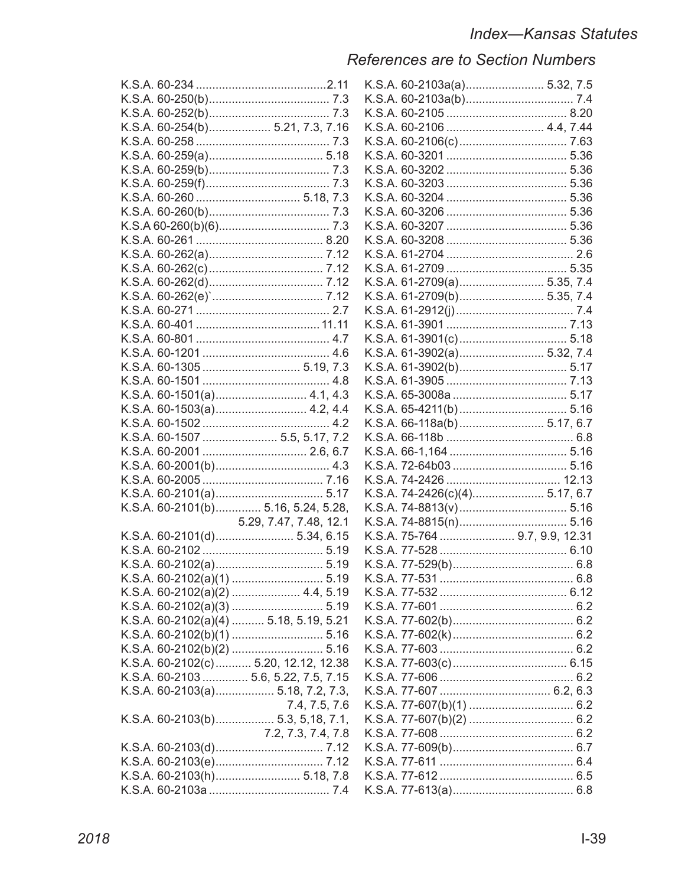# Index—Kansas Statutes

## References are to Section Numbers

K.S.A. 60-234 .......................................2.11
K.S.A. 60-250(b).................................... 7.3
K.S.A. 60-252(b).................................... 7.3
K.S.A. 60-254(b).................. 5.21, 7.3, 7.16
K.S.A. 60-258 ........................................ 7.3
K.S.A. 60-259(a)................................... 5.18
K.S.A. 60-259(b).................................... 7.3
K.S.A. 60-259(f)..................................... 7.3
K.S.A. 60-260 ............................... 5.18, 7.3
K.S.A. 60-260(b).................................... 7.3
K.S.A 60-260(b)(6)................................. 7.3
K.S.A. 60-261 ...................................... 8.20
K.S.A. 60-262(a)................................... 7.12
K.S.A. 60-262(c)................................... 7.12
K.S.A. 60-262(d)................................... 7.12
K.S.A. 60-262(e)`.................................. 7.12
K.S.A. 60-271 ........................................ 2.7
K.S.A. 60-401 ..................................... 11.11
K.S.A. 60-801 ........................................ 4.7
K.S.A. 60-1201 ...................................... 4.6
K.S.A. 60-1305 ............................ 5.19, 7.3
K.S.A. 60-1501 ...................................... 4.8
K.S.A. 60-1501(a)........................... 4.1, 4.3
K.S.A. 60-1503(a)........................... 4.2, 4.4
K.S.A. 60-1502 ...................................... 4.2
K.S.A. 60-1507 ...................... 5.5, 5.17, 7.2
K.S.A. 60-2001 ............................... 2.6, 6.7
K.S.A. 60-2001(b)................................... 4.3
K.S.A. 60-2005 ..................................... 7.16
K.S.A. 60-2101(a)................................. 5.17
K.S.A. 60-2101(b)............. 5.16, 5.24, 5.28, 5.29, 7.47, 7.48, 12.1
K.S.A. 60-2101(d)....................... 5.34, 6.15
K.S.A. 60-2102 ..................................... 5.19
K.S.A. 60-2102(a)................................. 5.19
K.S.A. 60-2102(a)(1) ........................... 5.19
K.S.A. 60-2102(a)(2) .................... 4.4, 5.19
K.S.A. 60-2102(a)(3) ........................... 5.19
K.S.A. 60-2102(a)(4) .......... 5.18, 5.19, 5.21
K.S.A. 60-2102(b)(1) ........................... 5.16
K.S.A. 60-2102(b)(2) ........................... 5.16
K.S.A. 60-2102(c)........... 5.20, 12.12, 12.38
K.S.A. 60-2103 ............. 5.6, 5.22, 7.5, 7.15
K.S.A. 60-2103(a).................. 5.18, 7.2, 7.3, 7.4, 7.5, 7.6
K.S.A. 60-2103(b).................. 5.3, 5,18, 7.1, 7.2, 7.3, 7.4, 7.8
K.S.A. 60-2103(d)................................. 7.12
K.S.A. 60-2103(e)................................. 7.12
K.S.A. 60-2103(h).......................... 5.18, 7.8
K.S.A. 60-2103a ..................................... 7.4
K.S.A. 60-2103a(a)........................ 5.32, 7.5
K.S.A. 60-2103a(b)................................. 7.4
K.S.A. 60-2105 ..................................... 8.20
K.S.A. 60-2106 ............................. 4.4, 7.44
K.S.A. 60-2106(c)................................. 7.63
K.S.A. 60-3201 ..................................... 5.36
K.S.A. 60-3202 ..................................... 5.36
K.S.A. 60-3203 ..................................... 5.36
K.S.A. 60-3204 ..................................... 5.36
K.S.A. 60-3206 ..................................... 5.36
K.S.A. 60-3207 ..................................... 5.36
K.S.A. 60-3208 ..................................... 5.36
K.S.A. 61-2704 ....................................... 2.6
K.S.A. 61-2709 ..................................... 5.35
K.S.A. 61-2709(a).......................... 5.35, 7.4
K.S.A. 61-2709(b).......................... 5.35, 7.4
K.S.A. 61-2912(j).................................... 7.4
K.S.A. 61-3901 ..................................... 7.13
K.S.A. 61-3901(c)................................. 5.18
K.S.A. 61-3902(a).......................... 5.32, 7.4
K.S.A. 61-3902(b)................................. 5.17
K.S.A. 61-3905 ..................................... 7.13
K.S.A. 65-3008a ................................... 5.17
K.S.A. 65-4211(b)................................. 5.16
K.S.A. 66-118a(b).......................... 5.17, 6.7
K.S.A. 66-118b ....................................... 6.8
K.S.A. 66-1,164 .................................... 5.16
K.S.A. 72-64b03 ................................... 5.16
K.S.A. 74-2426 .................................... 12.13
K.S.A. 74-2426(c)(4)...................... 5.17, 6.7
K.S.A. 74-8813(v)................................. 5.16
K.S.A. 74-8815(n)................................. 5.16
K.S.A. 75-764 ...................... 9.7, 9.9, 12.31
K.S.A. 77-528 ...................................... 6.10
K.S.A. 77-529(b)..................................... 6.8
K.S.A. 77-531 ......................................... 6.8
K.S.A. 77-532 ....................................... 6.12
K.S.A. 77-601 ......................................... 6.2
K.S.A. 77-602(b)..................................... 6.2
K.S.A. 77-602(k)..................................... 6.2
K.S.A. 77-603 ......................................... 6.2
K.S.A. 77-603(c)................................... 6.15
K.S.A. 77-606 ......................................... 6.2
K.S.A. 77-607 .................................. 6.2, 6.3
K.S.A. 77-607(b)(1) ................................ 6.2
K.S.A. 77-607(b)(2) ................................ 6.2
K.S.A. 77-608 ......................................... 6.2
K.S.A. 77-609(b)..................................... 6.7
K.S.A. 77-611 ......................................... 6.4
K.S.A. 77-612 ......................................... 6.5
K.S.A. 77-613(a)..................................... 6.8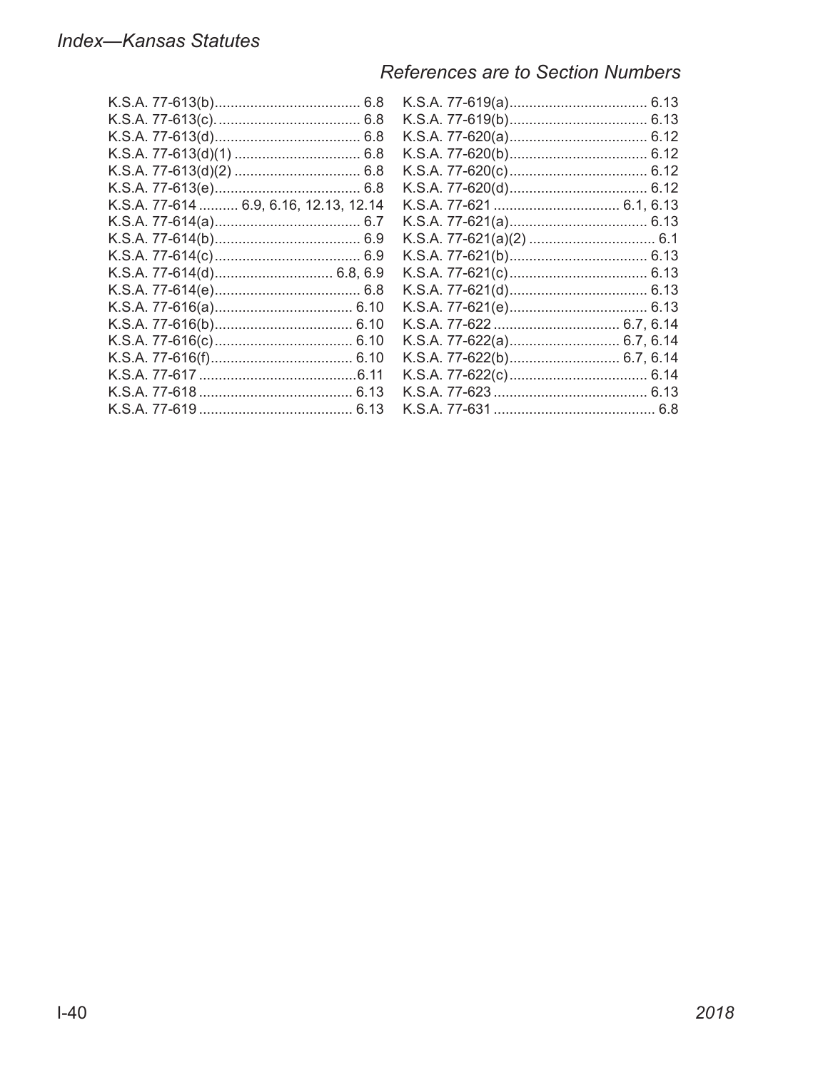References are to Section Numbers

K.S.A. 77-613(b)..................................... 6.8
K.S.A. 77-613(c)..................................... 6.8
K.S.A. 77-613(d)..................................... 6.8
K.S.A. 77-613(d)(1) ................................ 6.8
K.S.A. 77-613(d)(2) ................................ 6.8
K.S.A. 77-613(e)..................................... 6.8
K.S.A. 77-614 .......... 6.9, 6.16, 12.13, 12.14
K.S.A. 77-614(a)..................................... 6.7
K.S.A. 77-614(b)..................................... 6.9
K.S.A. 77-614(c)..................................... 6.9
K.S.A. 77-614(d).............................. 6.8, 6.9
K.S.A. 77-614(e)..................................... 6.8
K.S.A. 77-616(a)................................... 6.10
K.S.A. 77-616(b)................................... 6.10
K.S.A. 77-616(c)................................... 6.10
K.S.A. 77-616(f).................................... 6.10
K.S.A. 77-617 ........................................6.11
K.S.A. 77-618 ....................................... 6.13
K.S.A. 77-619 ....................................... 6.13
K.S.A. 77-619(a)................................... 6.13
K.S.A. 77-619(b)................................... 6.13
K.S.A. 77-620(a)................................... 6.12
K.S.A. 77-620(b)................................... 6.12
K.S.A. 77-620(c)................................... 6.12
K.S.A. 77-620(d)................................... 6.12
K.S.A. 77-621 ................................ 6.1, 6.13
K.S.A. 77-621(a)................................... 6.13
K.S.A. 77-621(a)(2) ................................ 6.1
K.S.A. 77-621(b)................................... 6.13
K.S.A. 77-621(c)................................... 6.13
K.S.A. 77-621(d)................................... 6.13
K.S.A. 77-621(e)................................... 6.13
K.S.A. 77-622 ................................ 6.7, 6.14
K.S.A. 77-622(a)............................ 6.7, 6.14
K.S.A. 77-622(b)............................ 6.7, 6.14
K.S.A. 77-622(c)................................... 6.14
K.S.A. 77-623 ....................................... 6.13
K.S.A. 77-631 ......................................... 6.8